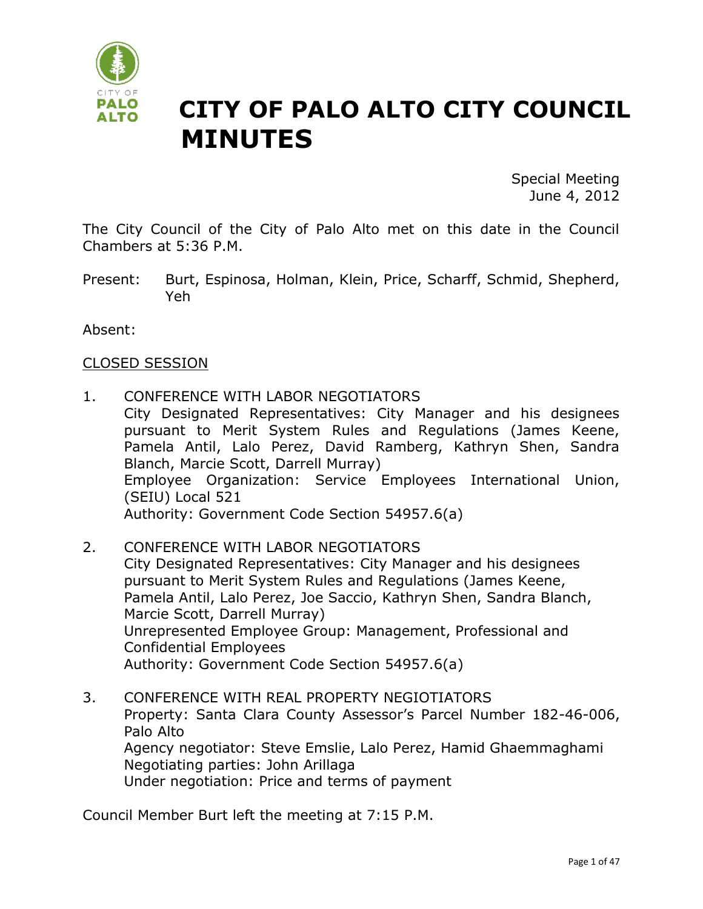# CITY OF PALO ALTO CITY COUNCIL MINUTES

Special Meeting
June 4, 2012

The City Council of the City of Palo Alto met on this date in the Council Chambers at 5:36 P.M.

Present: Burt, Espinosa, Holman, Klein, Price, Scharff, Schmid, Shepherd, Yeh

Absent:

CLOSED SESSION

1. CONFERENCE WITH LABOR NEGOTIATORS
   City Designated Representatives: City Manager and his designees pursuant to Merit System Rules and Regulations (James Keene, Pamela Antil, Lalo Perez, David Ramberg, Kathryn Shen, Sandra Blanch, Marcie Scott, Darrell Murray)
   Employee Organization: Service Employees International Union, (SEIU) Local 521
   Authority: Government Code Section 54957.6(a)

2. CONFERENCE WITH LABOR NEGOTIATORS
   City Designated Representatives: City Manager and his designees pursuant to Merit System Rules and Regulations (James Keene, Pamela Antil, Lalo Perez, Joe Saccio, Kathryn Shen, Sandra Blanch, Marcie Scott, Darrell Murray)
   Unrepresented Employee Group: Management, Professional and Confidential Employees
   Authority: Government Code Section 54957.6(a)

3. CONFERENCE WITH REAL PROPERTY NEGIOTIATORS
   Property: Santa Clara County Assessor's Parcel Number 182-46-006, Palo Alto
   Agency negotiator: Steve Emslie, Lalo Perez, Hamid Ghaemmaghami
   Negotiating parties: John Arillaga
   Under negotiation: Price and terms of payment

Council Member Burt left the meeting at 7:15 P.M.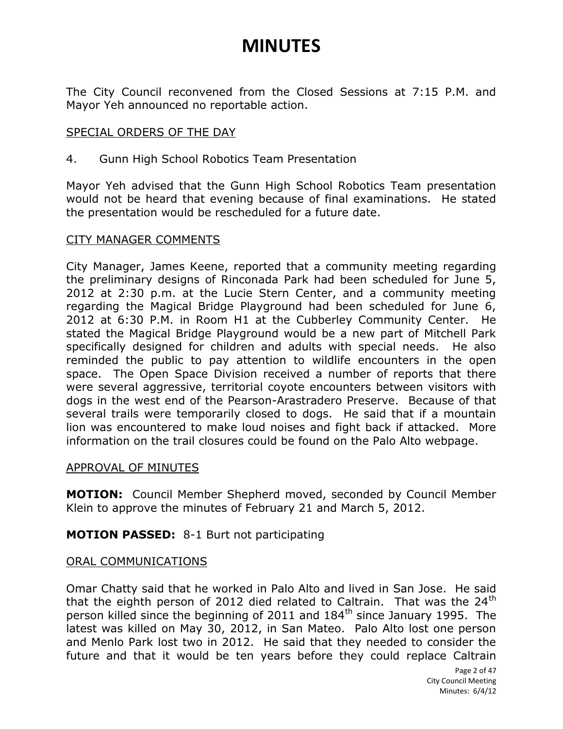# MINUTES

The City Council reconvened from the Closed Sessions at 7:15 P.M. and Mayor Yeh announced no reportable action.

SPECIAL ORDERS OF THE DAY

4. Gunn High School Robotics Team Presentation

Mayor Yeh advised that the Gunn High School Robotics Team presentation would not be heard that evening because of final examinations. He stated the presentation would be rescheduled for a future date.

CITY MANAGER COMMENTS

City Manager, James Keene, reported that a community meeting regarding the preliminary designs of Rinconada Park had been scheduled for June 5, 2012 at 2:30 p.m. at the Lucie Stern Center, and a community meeting regarding the Magical Bridge Playground had been scheduled for June 6, 2012 at 6:30 P.M. in Room H1 at the Cubberley Community Center. He stated the Magical Bridge Playground would be a new part of Mitchell Park specifically designed for children and adults with special needs. He also reminded the public to pay attention to wildlife encounters in the open space. The Open Space Division received a number of reports that there were several aggressive, territorial coyote encounters between visitors with dogs in the west end of the Pearson-Arastradero Preserve. Because of that several trails were temporarily closed to dogs. He said that if a mountain lion was encountered to make loud noises and fight back if attacked. More information on the trail closures could be found on the Palo Alto webpage.

APPROVAL OF MINUTES

**MOTION:** Council Member Shepherd moved, seconded by Council Member Klein to approve the minutes of February 21 and March 5, 2012.

**MOTION PASSED:** 8-1 Burt not participating

ORAL COMMUNICATIONS

Omar Chatty said that he worked in Palo Alto and lived in San Jose. He said that the eighth person of 2012 died related to Caltrain. That was the 24th person killed since the beginning of 2011 and 184th since January 1995. The latest was killed on May 30, 2012, in San Mateo. Palo Alto lost one person and Menlo Park lost two in 2012. He said that they needed to consider the future and that it would be ten years before they could replace Caltrain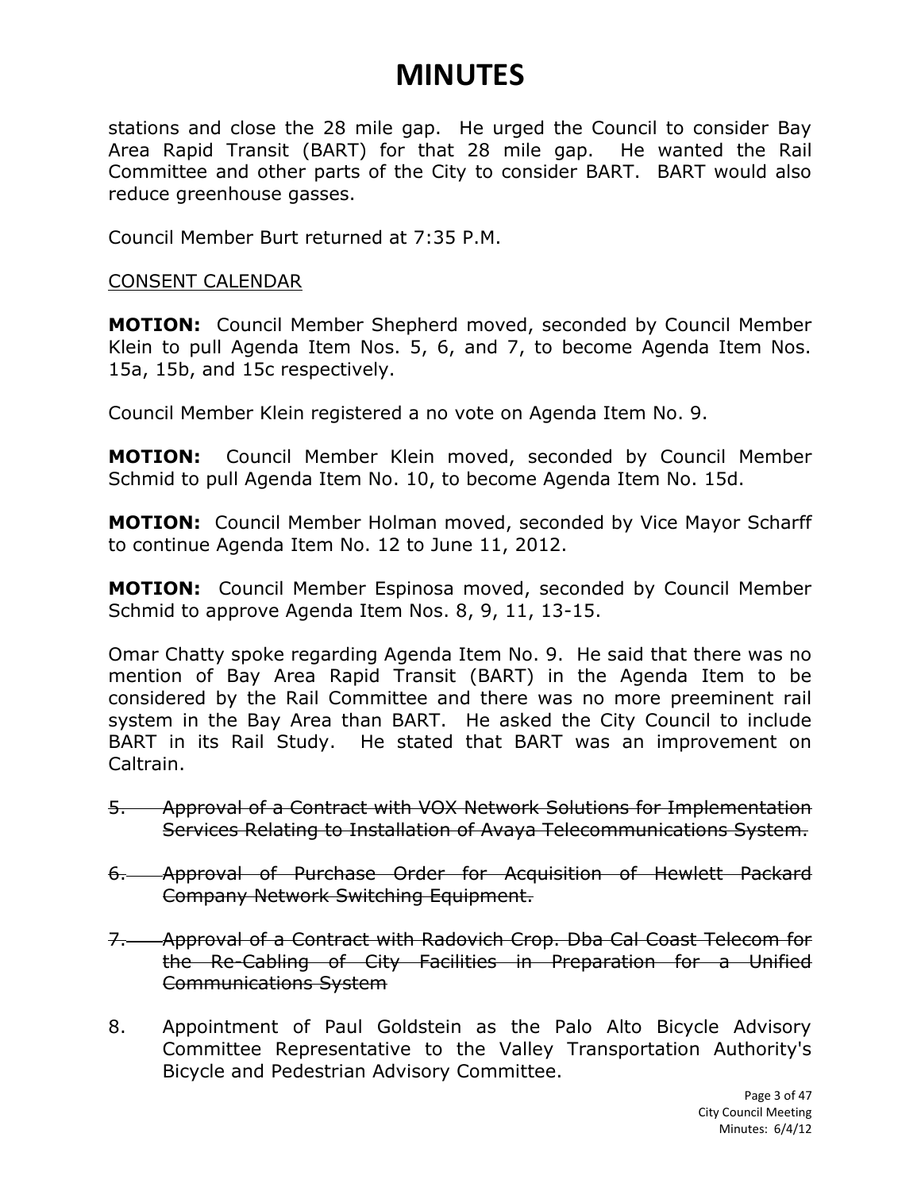# MINUTES

stations and close the 28 mile gap. He urged the Council to consider Bay Area Rapid Transit (BART) for that 28 mile gap. He wanted the Rail Committee and other parts of the City to consider BART. BART would also reduce greenhouse gasses.

Council Member Burt returned at 7:35 P.M.

<u>CONSENT CALENDAR</u>

**MOTION:** Council Member Shepherd moved, seconded by Council Member Klein to pull Agenda Item Nos. 5, 6, and 7, to become Agenda Item Nos. 15a, 15b, and 15c respectively.

Council Member Klein registered a no vote on Agenda Item No. 9.

**MOTION:** Council Member Klein moved, seconded by Council Member Schmid to pull Agenda Item No. 10, to become Agenda Item No. 15d.

**MOTION:** Council Member Holman moved, seconded by Vice Mayor Scharff to continue Agenda Item No. 12 to June 11, 2012.

**MOTION:** Council Member Espinosa moved, seconded by Council Member Schmid to approve Agenda Item Nos. 8, 9, 11, 13-15.

Omar Chatty spoke regarding Agenda Item No. 9. He said that there was no mention of Bay Area Rapid Transit (BART) in the Agenda Item to be considered by the Rail Committee and there was no more preeminent rail system in the Bay Area than BART. He asked the City Council to include BART in its Rail Study. He stated that BART was an improvement on Caltrain.

5. ~~Approval of a Contract with VOX Network Solutions for Implementation Services Relating to Installation of Avaya Telecommunications System.~~

6. ~~Approval of Purchase Order for Acquisition of Hewlett Packard Company Network Switching Equipment.~~

7. ~~Approval of a Contract with Radovich Crop. Dba Cal Coast Telecom for the Re-Cabling of City Facilities in Preparation for a Unified Communications System~~

8. Appointment of Paul Goldstein as the Palo Alto Bicycle Advisory Committee Representative to the Valley Transportation Authority's Bicycle and Pedestrian Advisory Committee.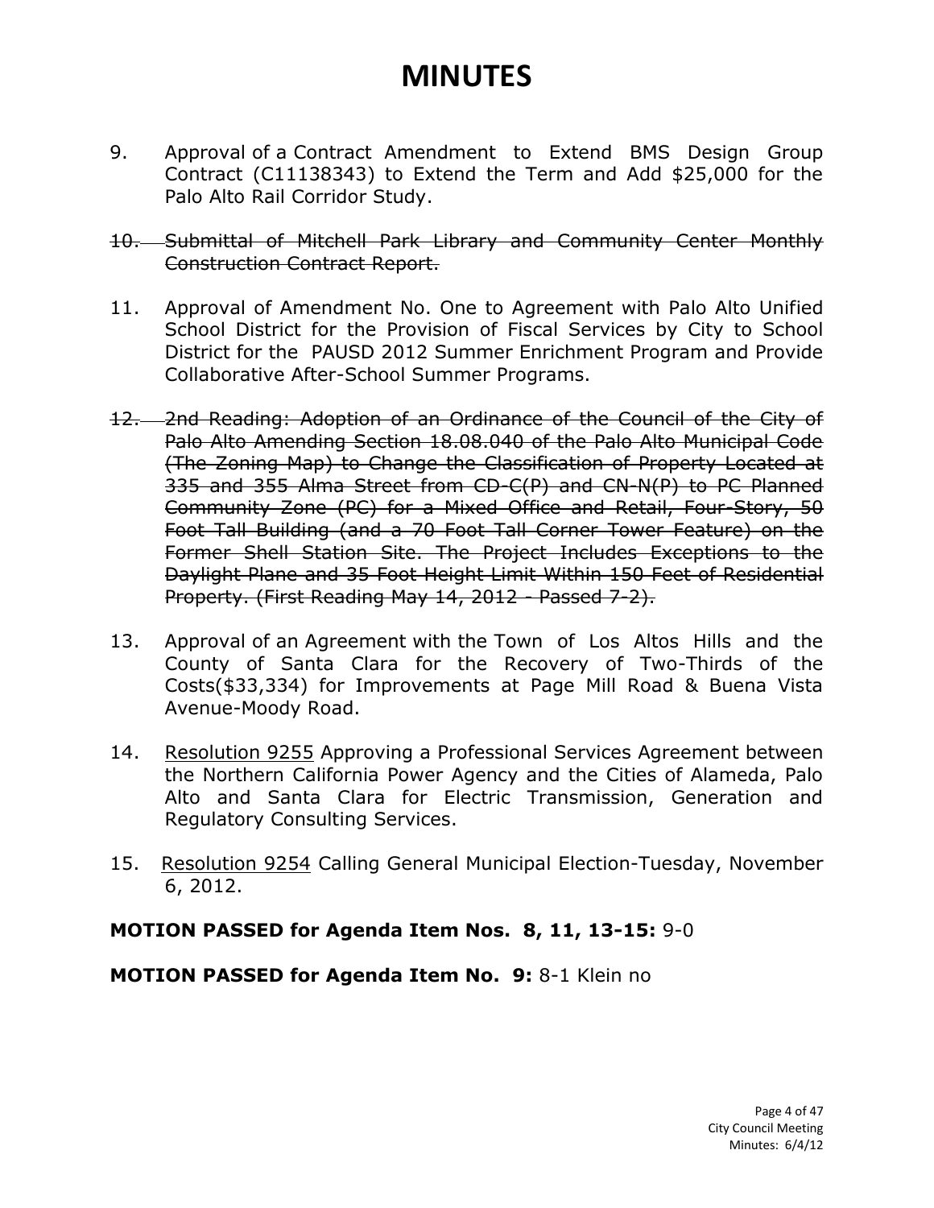# MINUTES

9. Approval of a Contract Amendment to Extend BMS Design Group Contract (C11138343) to Extend the Term and Add $25,000 for the Palo Alto Rail Corridor Study.

10. ~~Submittal of Mitchell Park Library and Community Center Monthly Construction Contract Report.~~

11. Approval of Amendment No. One to Agreement with Palo Alto Unified School District for the Provision of Fiscal Services by City to School District for the PAUSD 2012 Summer Enrichment Program and Provide Collaborative After-School Summer Programs.

12. ~~2nd Reading: Adoption of an Ordinance of the Council of the City of Palo Alto Amending Section 18.08.040 of the Palo Alto Municipal Code (The Zoning Map) to Change the Classification of Property Located at 335 and 355 Alma Street from CD-C(P) and CN-N(P) to PC Planned Community Zone (PC) for a Mixed Office and Retail, Four-Story, 50 Foot Tall Building (and a 70 Foot Tall Corner Tower Feature) on the Former Shell Station Site. The Project Includes Exceptions to the Daylight Plane and 35 Foot Height Limit Within 150 Feet of Residential Property. (First Reading May 14, 2012 - Passed 7-2).~~

13. Approval of an Agreement with the Town of Los Altos Hills and the County of Santa Clara for the Recovery of Two-Thirds of the Costs($33,334) for Improvements at Page Mill Road & Buena Vista Avenue-Moody Road.

14. <u>Resolution 9255</u> Approving a Professional Services Agreement between the Northern California Power Agency and the Cities of Alameda, Palo Alto and Santa Clara for Electric Transmission, Generation and Regulatory Consulting Services.

15. <u>Resolution 9254</u> Calling General Municipal Election-Tuesday, November 6, 2012.

**MOTION PASSED for Agenda Item Nos. 8, 11, 13-15:** 9-0

**MOTION PASSED for Agenda Item No. 9:** 8-1 Klein no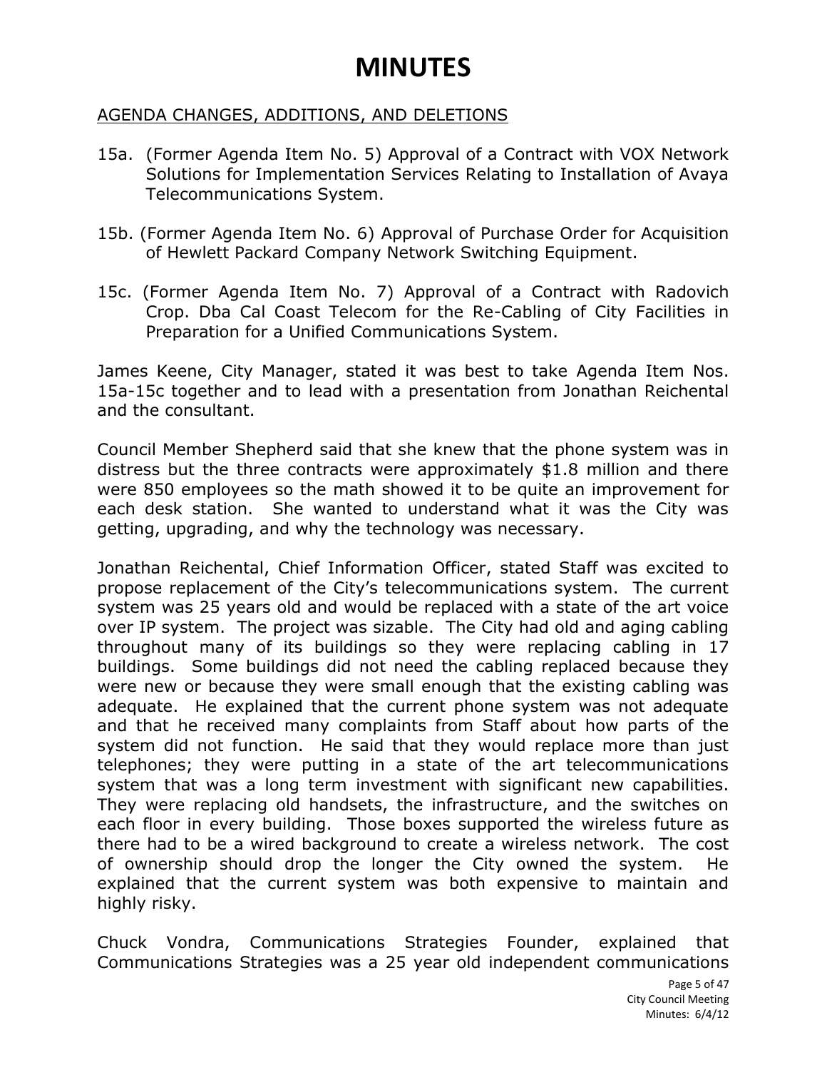# MINUTES

AGENDA CHANGES, ADDITIONS, AND DELETIONS

15a. (Former Agenda Item No. 5) Approval of a Contract with VOX Network Solutions for Implementation Services Relating to Installation of Avaya Telecommunications System.

15b. (Former Agenda Item No. 6) Approval of Purchase Order for Acquisition of Hewlett Packard Company Network Switching Equipment.

15c. (Former Agenda Item No. 7) Approval of a Contract with Radovich Crop. Dba Cal Coast Telecom for the Re-Cabling of City Facilities in Preparation for a Unified Communications System.

James Keene, City Manager, stated it was best to take Agenda Item Nos. 15a-15c together and to lead with a presentation from Jonathan Reichental and the consultant.

Council Member Shepherd said that she knew that the phone system was in distress but the three contracts were approximately $1.8 million and there were 850 employees so the math showed it to be quite an improvement for each desk station. She wanted to understand what it was the City was getting, upgrading, and why the technology was necessary.

Jonathan Reichental, Chief Information Officer, stated Staff was excited to propose replacement of the City's telecommunications system. The current system was 25 years old and would be replaced with a state of the art voice over IP system. The project was sizable. The City had old and aging cabling throughout many of its buildings so they were replacing cabling in 17 buildings. Some buildings did not need the cabling replaced because they were new or because they were small enough that the existing cabling was adequate. He explained that the current phone system was not adequate and that he received many complaints from Staff about how parts of the system did not function. He said that they would replace more than just telephones; they were putting in a state of the art telecommunications system that was a long term investment with significant new capabilities. They were replacing old handsets, the infrastructure, and the switches on each floor in every building. Those boxes supported the wireless future as there had to be a wired background to create a wireless network. The cost of ownership should drop the longer the City owned the system. He explained that the current system was both expensive to maintain and highly risky.

Chuck Vondra, Communications Strategies Founder, explained that Communications Strategies was a 25 year old independent communications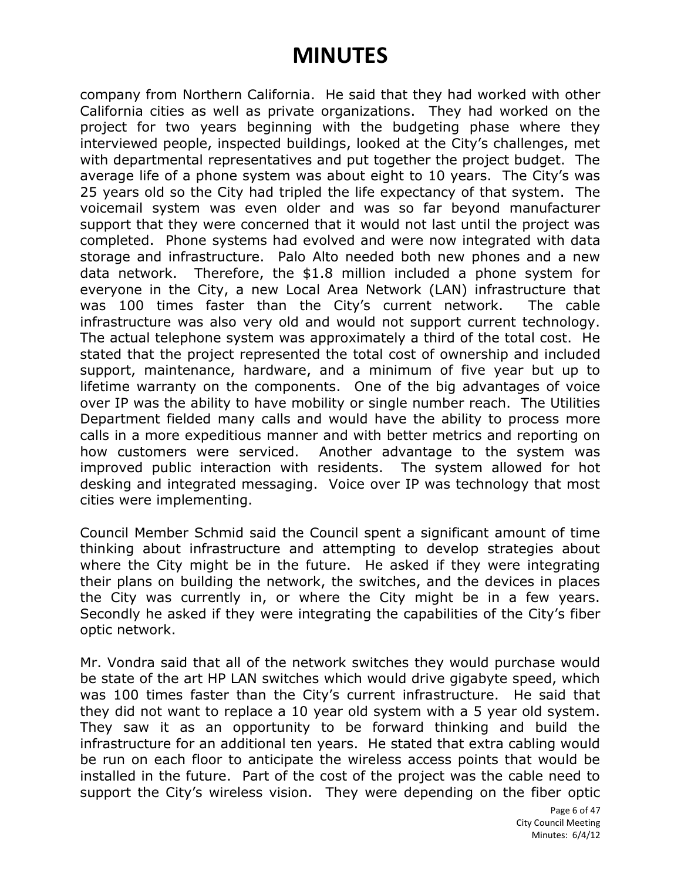# MINUTES

company from Northern California. He said that they had worked with other California cities as well as private organizations. They had worked on the project for two years beginning with the budgeting phase where they interviewed people, inspected buildings, looked at the City's challenges, met with departmental representatives and put together the project budget. The average life of a phone system was about eight to 10 years. The City's was 25 years old so the City had tripled the life expectancy of that system. The voicemail system was even older and was so far beyond manufacturer support that they were concerned that it would not last until the project was completed. Phone systems had evolved and were now integrated with data storage and infrastructure. Palo Alto needed both new phones and a new data network. Therefore, the $1.8 million included a phone system for everyone in the City, a new Local Area Network (LAN) infrastructure that was 100 times faster than the City's current network. The cable infrastructure was also very old and would not support current technology. The actual telephone system was approximately a third of the total cost. He stated that the project represented the total cost of ownership and included support, maintenance, hardware, and a minimum of five year but up to lifetime warranty on the components. One of the big advantages of voice over IP was the ability to have mobility or single number reach. The Utilities Department fielded many calls and would have the ability to process more calls in a more expeditious manner and with better metrics and reporting on how customers were serviced. Another advantage to the system was improved public interaction with residents. The system allowed for hot desking and integrated messaging. Voice over IP was technology that most cities were implementing.

Council Member Schmid said the Council spent a significant amount of time thinking about infrastructure and attempting to develop strategies about where the City might be in the future. He asked if they were integrating their plans on building the network, the switches, and the devices in places the City was currently in, or where the City might be in a few years. Secondly he asked if they were integrating the capabilities of the City's fiber optic network.

Mr. Vondra said that all of the network switches they would purchase would be state of the art HP LAN switches which would drive gigabyte speed, which was 100 times faster than the City's current infrastructure. He said that they did not want to replace a 10 year old system with a 5 year old system. They saw it as an opportunity to be forward thinking and build the infrastructure for an additional ten years. He stated that extra cabling would be run on each floor to anticipate the wireless access points that would be installed in the future. Part of the cost of the project was the cable need to support the City's wireless vision. They were depending on the fiber optic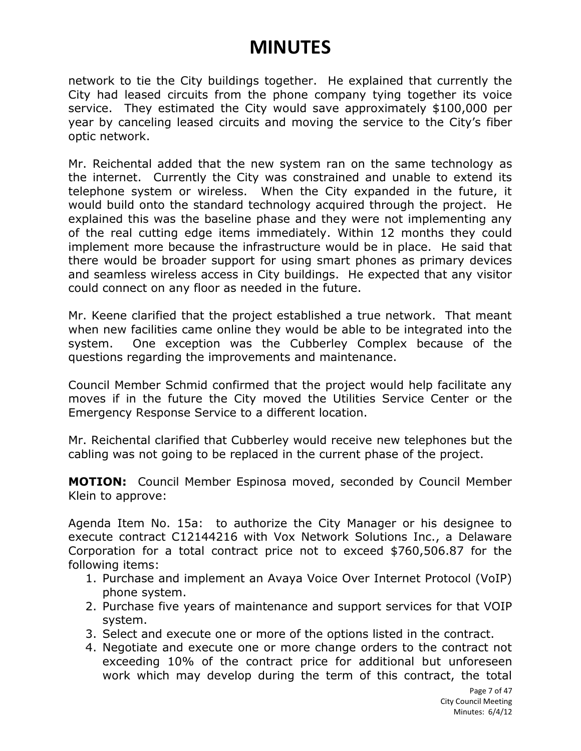# MINUTES

network to tie the City buildings together. He explained that currently the City had leased circuits from the phone company tying together its voice service. They estimated the City would save approximately $100,000 per year by canceling leased circuits and moving the service to the City's fiber optic network.

Mr. Reichental added that the new system ran on the same technology as the internet. Currently the City was constrained and unable to extend its telephone system or wireless. When the City expanded in the future, it would build onto the standard technology acquired through the project. He explained this was the baseline phase and they were not implementing any of the real cutting edge items immediately. Within 12 months they could implement more because the infrastructure would be in place. He said that there would be broader support for using smart phones as primary devices and seamless wireless access in City buildings. He expected that any visitor could connect on any floor as needed in the future.

Mr. Keene clarified that the project established a true network. That meant when new facilities came online they would be able to be integrated into the system. One exception was the Cubberley Complex because of the questions regarding the improvements and maintenance.

Council Member Schmid confirmed that the project would help facilitate any moves if in the future the City moved the Utilities Service Center or the Emergency Response Service to a different location.

Mr. Reichental clarified that Cubberley would receive new telephones but the cabling was not going to be replaced in the current phase of the project.

**MOTION:** Council Member Espinosa moved, seconded by Council Member Klein to approve:

Agenda Item No. 15a: to authorize the City Manager or his designee to execute contract C12144216 with Vox Network Solutions Inc., a Delaware Corporation for a total contract price not to exceed $760,506.87 for the following items:

1. Purchase and implement an Avaya Voice Over Internet Protocol (VoIP) phone system.
2. Purchase five years of maintenance and support services for that VOIP system.
3. Select and execute one or more of the options listed in the contract.
4. Negotiate and execute one or more change orders to the contract not exceeding 10% of the contract price for additional but unforeseen work which may develop during the term of this contract, the total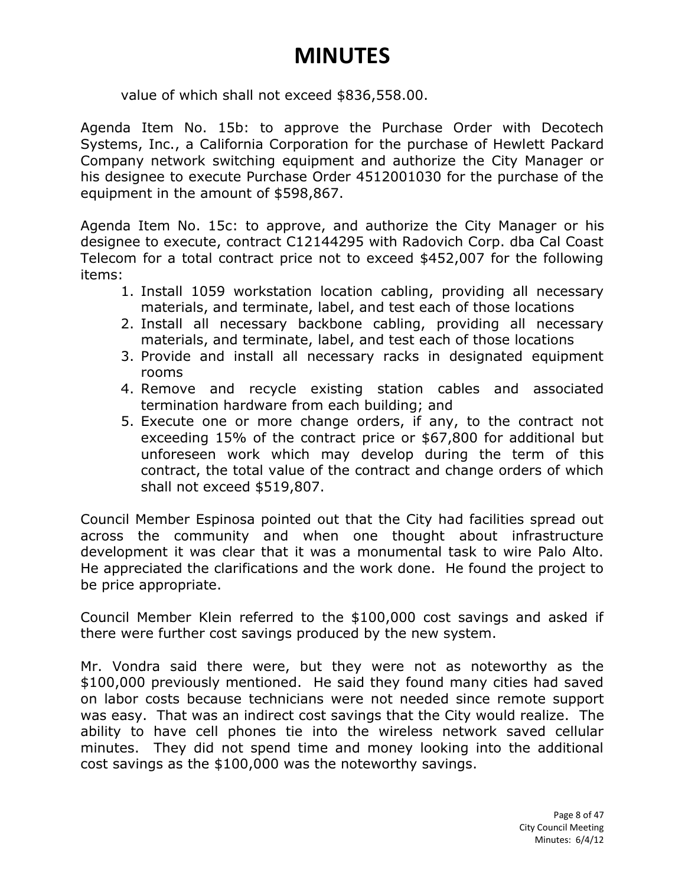# MINUTES

value of which shall not exceed $836,558.00.

Agenda Item No. 15b: to approve the Purchase Order with Decotech Systems, Inc., a California Corporation for the purchase of Hewlett Packard Company network switching equipment and authorize the City Manager or his designee to execute Purchase Order 4512001030 for the purchase of the equipment in the amount of $598,867.

Agenda Item No. 15c: to approve, and authorize the City Manager or his designee to execute, contract C12144295 with Radovich Corp. dba Cal Coast Telecom for a total contract price not to exceed $452,007 for the following items:

1. Install 1059 workstation location cabling, providing all necessary materials, and terminate, label, and test each of those locations
2. Install all necessary backbone cabling, providing all necessary materials, and terminate, label, and test each of those locations
3. Provide and install all necessary racks in designated equipment rooms
4. Remove and recycle existing station cables and associated termination hardware from each building; and
5. Execute one or more change orders, if any, to the contract not exceeding 15% of the contract price or $67,800 for additional but unforeseen work which may develop during the term of this contract, the total value of the contract and change orders of which shall not exceed $519,807.

Council Member Espinosa pointed out that the City had facilities spread out across the community and when one thought about infrastructure development it was clear that it was a monumental task to wire Palo Alto. He appreciated the clarifications and the work done. He found the project to be price appropriate.

Council Member Klein referred to the $100,000 cost savings and asked if there were further cost savings produced by the new system.

Mr. Vondra said there were, but they were not as noteworthy as the $100,000 previously mentioned. He said they found many cities had saved on labor costs because technicians were not needed since remote support was easy. That was an indirect cost savings that the City would realize. The ability to have cell phones tie into the wireless network saved cellular minutes. They did not spend time and money looking into the additional cost savings as the $100,000 was the noteworthy savings.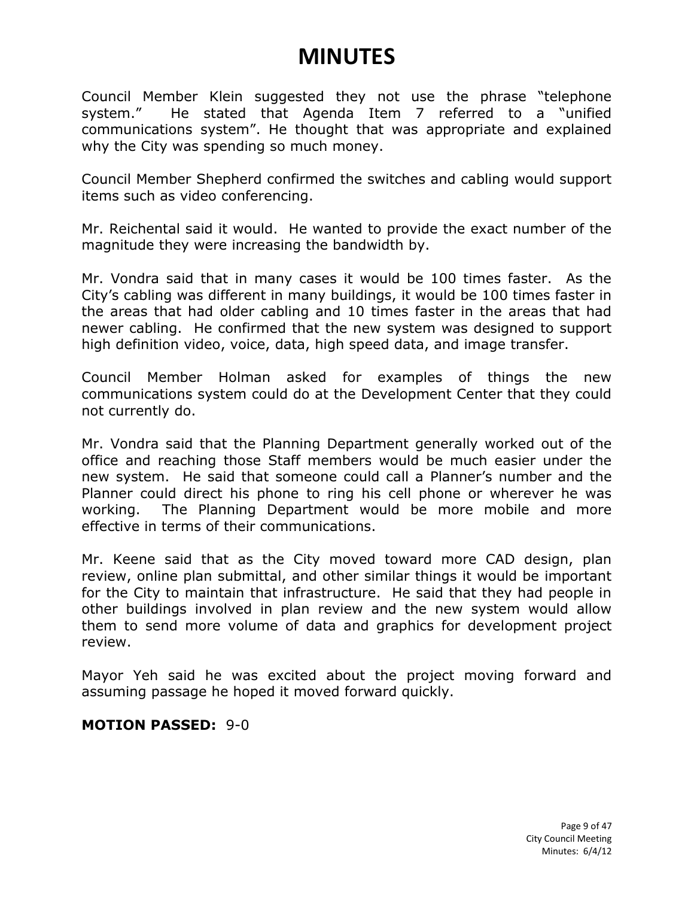# MINUTES

Council Member Klein suggested they not use the phrase "telephone system." He stated that Agenda Item 7 referred to a "unified communications system". He thought that was appropriate and explained why the City was spending so much money.

Council Member Shepherd confirmed the switches and cabling would support items such as video conferencing.

Mr. Reichental said it would. He wanted to provide the exact number of the magnitude they were increasing the bandwidth by.

Mr. Vondra said that in many cases it would be 100 times faster. As the City's cabling was different in many buildings, it would be 100 times faster in the areas that had older cabling and 10 times faster in the areas that had newer cabling. He confirmed that the new system was designed to support high definition video, voice, data, high speed data, and image transfer.

Council Member Holman asked for examples of things the new communications system could do at the Development Center that they could not currently do.

Mr. Vondra said that the Planning Department generally worked out of the office and reaching those Staff members would be much easier under the new system. He said that someone could call a Planner's number and the Planner could direct his phone to ring his cell phone or wherever he was working. The Planning Department would be more mobile and more effective in terms of their communications.

Mr. Keene said that as the City moved toward more CAD design, plan review, online plan submittal, and other similar things it would be important for the City to maintain that infrastructure. He said that they had people in other buildings involved in plan review and the new system would allow them to send more volume of data and graphics for development project review.

Mayor Yeh said he was excited about the project moving forward and assuming passage he hoped it moved forward quickly.

**MOTION PASSED:** 9-0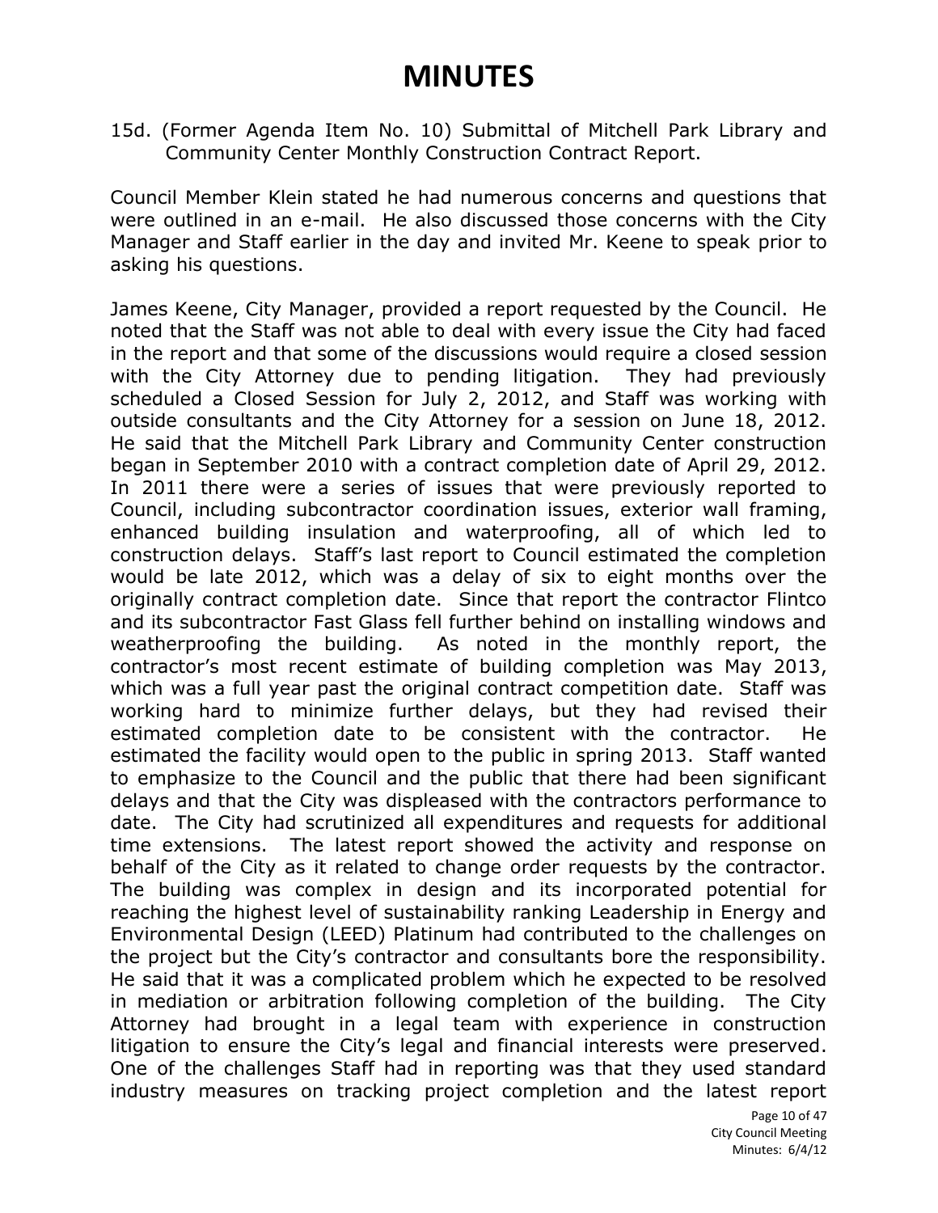# MINUTES

15d. (Former Agenda Item No. 10) Submittal of Mitchell Park Library and Community Center Monthly Construction Contract Report.

Council Member Klein stated he had numerous concerns and questions that were outlined in an e-mail. He also discussed those concerns with the City Manager and Staff earlier in the day and invited Mr. Keene to speak prior to asking his questions.

James Keene, City Manager, provided a report requested by the Council. He noted that the Staff was not able to deal with every issue the City had faced in the report and that some of the discussions would require a closed session with the City Attorney due to pending litigation. They had previously scheduled a Closed Session for July 2, 2012, and Staff was working with outside consultants and the City Attorney for a session on June 18, 2012. He said that the Mitchell Park Library and Community Center construction began in September 2010 with a contract completion date of April 29, 2012. In 2011 there were a series of issues that were previously reported to Council, including subcontractor coordination issues, exterior wall framing, enhanced building insulation and waterproofing, all of which led to construction delays. Staff's last report to Council estimated the completion would be late 2012, which was a delay of six to eight months over the originally contract completion date. Since that report the contractor Flintco and its subcontractor Fast Glass fell further behind on installing windows and weatherproofing the building. As noted in the monthly report, the contractor's most recent estimate of building completion was May 2013, which was a full year past the original contract competition date. Staff was working hard to minimize further delays, but they had revised their estimated completion date to be consistent with the contractor. He estimated the facility would open to the public in spring 2013. Staff wanted to emphasize to the Council and the public that there had been significant delays and that the City was displeased with the contractors performance to date. The City had scrutinized all expenditures and requests for additional time extensions. The latest report showed the activity and response on behalf of the City as it related to change order requests by the contractor. The building was complex in design and its incorporated potential for reaching the highest level of sustainability ranking Leadership in Energy and Environmental Design (LEED) Platinum had contributed to the challenges on the project but the City's contractor and consultants bore the responsibility. He said that it was a complicated problem which he expected to be resolved in mediation or arbitration following completion of the building. The City Attorney had brought in a legal team with experience in construction litigation to ensure the City's legal and financial interests were preserved. One of the challenges Staff had in reporting was that they used standard industry measures on tracking project completion and the latest report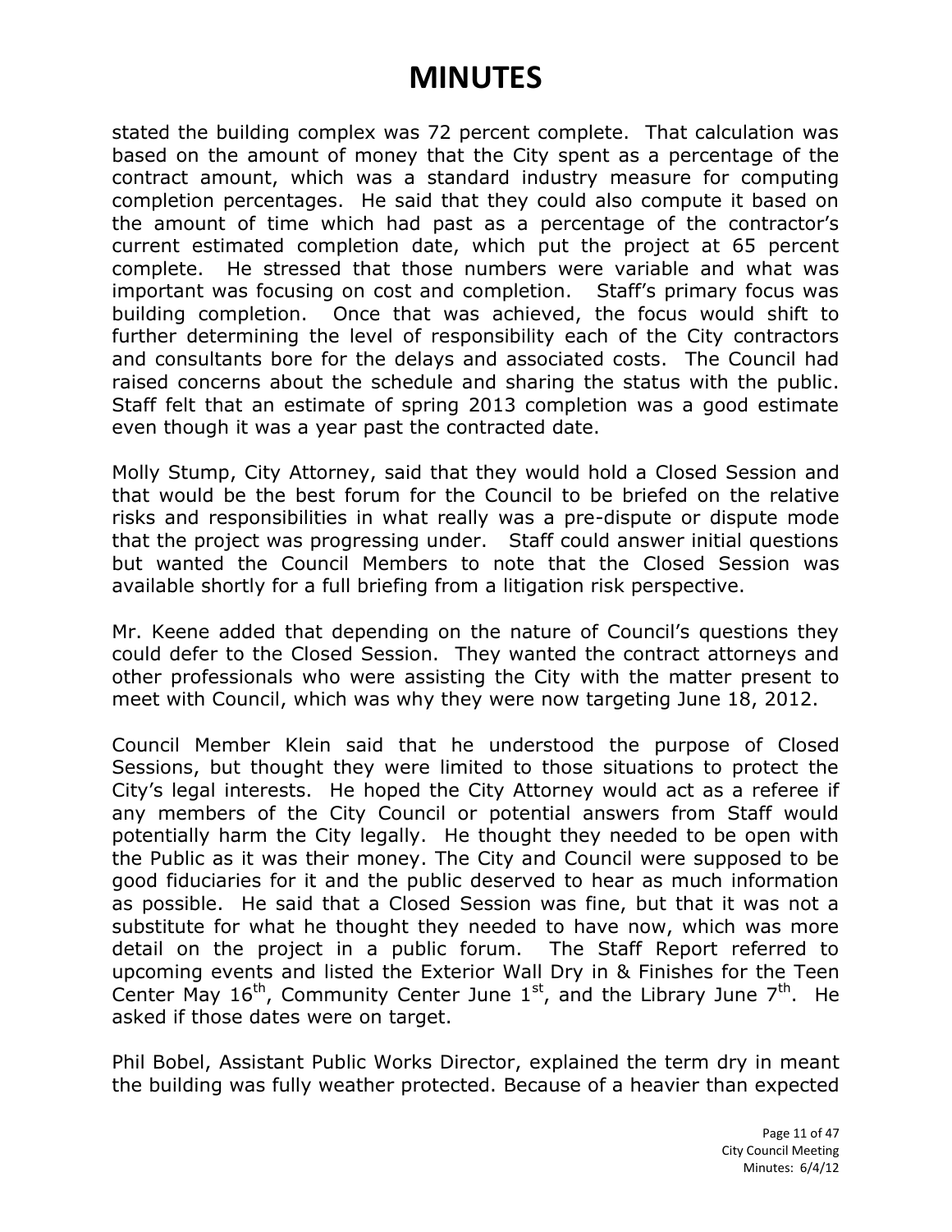# MINUTES

stated the building complex was 72 percent complete. That calculation was based on the amount of money that the City spent as a percentage of the contract amount, which was a standard industry measure for computing completion percentages. He said that they could also compute it based on the amount of time which had past as a percentage of the contractor's current estimated completion date, which put the project at 65 percent complete. He stressed that those numbers were variable and what was important was focusing on cost and completion. Staff's primary focus was building completion. Once that was achieved, the focus would shift to further determining the level of responsibility each of the City contractors and consultants bore for the delays and associated costs. The Council had raised concerns about the schedule and sharing the status with the public. Staff felt that an estimate of spring 2013 completion was a good estimate even though it was a year past the contracted date.

Molly Stump, City Attorney, said that they would hold a Closed Session and that would be the best forum for the Council to be briefed on the relative risks and responsibilities in what really was a pre-dispute or dispute mode that the project was progressing under. Staff could answer initial questions but wanted the Council Members to note that the Closed Session was available shortly for a full briefing from a litigation risk perspective.

Mr. Keene added that depending on the nature of Council's questions they could defer to the Closed Session. They wanted the contract attorneys and other professionals who were assisting the City with the matter present to meet with Council, which was why they were now targeting June 18, 2012.

Council Member Klein said that he understood the purpose of Closed Sessions, but thought they were limited to those situations to protect the City's legal interests. He hoped the City Attorney would act as a referee if any members of the City Council or potential answers from Staff would potentially harm the City legally. He thought they needed to be open with the Public as it was their money. The City and Council were supposed to be good fiduciaries for it and the public deserved to hear as much information as possible. He said that a Closed Session was fine, but that it was not a substitute for what he thought they needed to have now, which was more detail on the project in a public forum. The Staff Report referred to upcoming events and listed the Exterior Wall Dry in & Finishes for the Teen Center May 16th, Community Center June 1st, and the Library June 7th. He asked if those dates were on target.

Phil Bobel, Assistant Public Works Director, explained the term dry in meant the building was fully weather protected. Because of a heavier than expected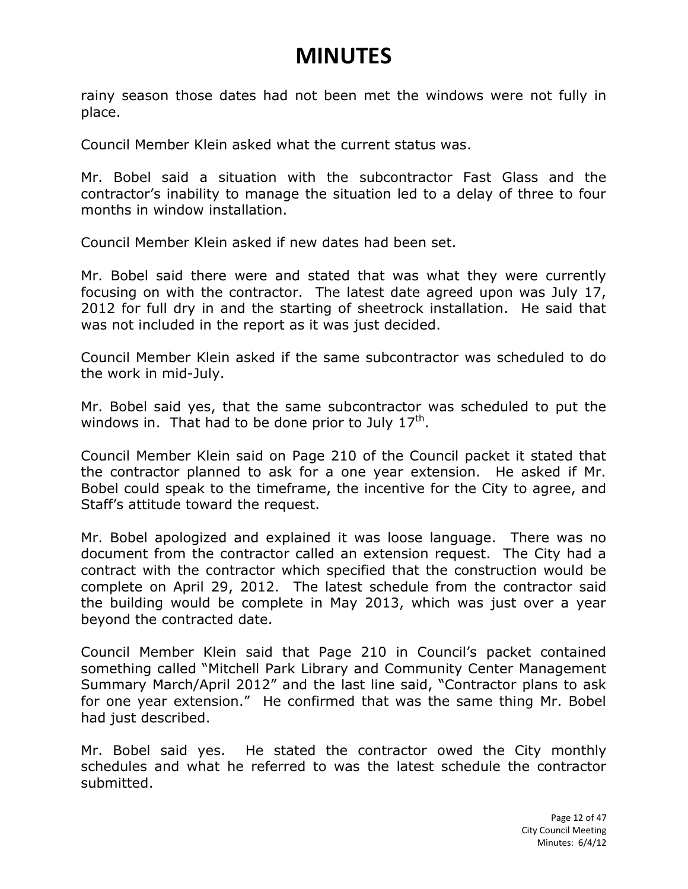# MINUTES

rainy season those dates had not been met the windows were not fully in place.

Council Member Klein asked what the current status was.

Mr. Bobel said a situation with the subcontractor Fast Glass and the contractor's inability to manage the situation led to a delay of three to four months in window installation.

Council Member Klein asked if new dates had been set.

Mr. Bobel said there were and stated that was what they were currently focusing on with the contractor. The latest date agreed upon was July 17, 2012 for full dry in and the starting of sheetrock installation. He said that was not included in the report as it was just decided.

Council Member Klein asked if the same subcontractor was scheduled to do the work in mid-July.

Mr. Bobel said yes, that the same subcontractor was scheduled to put the windows in. That had to be done prior to July 17th.

Council Member Klein said on Page 210 of the Council packet it stated that the contractor planned to ask for a one year extension. He asked if Mr. Bobel could speak to the timeframe, the incentive for the City to agree, and Staff's attitude toward the request.

Mr. Bobel apologized and explained it was loose language. There was no document from the contractor called an extension request. The City had a contract with the contractor which specified that the construction would be complete on April 29, 2012. The latest schedule from the contractor said the building would be complete in May 2013, which was just over a year beyond the contracted date.

Council Member Klein said that Page 210 in Council's packet contained something called "Mitchell Park Library and Community Center Management Summary March/April 2012" and the last line said, "Contractor plans to ask for one year extension." He confirmed that was the same thing Mr. Bobel had just described.

Mr. Bobel said yes. He stated the contractor owed the City monthly schedules and what he referred to was the latest schedule the contractor submitted.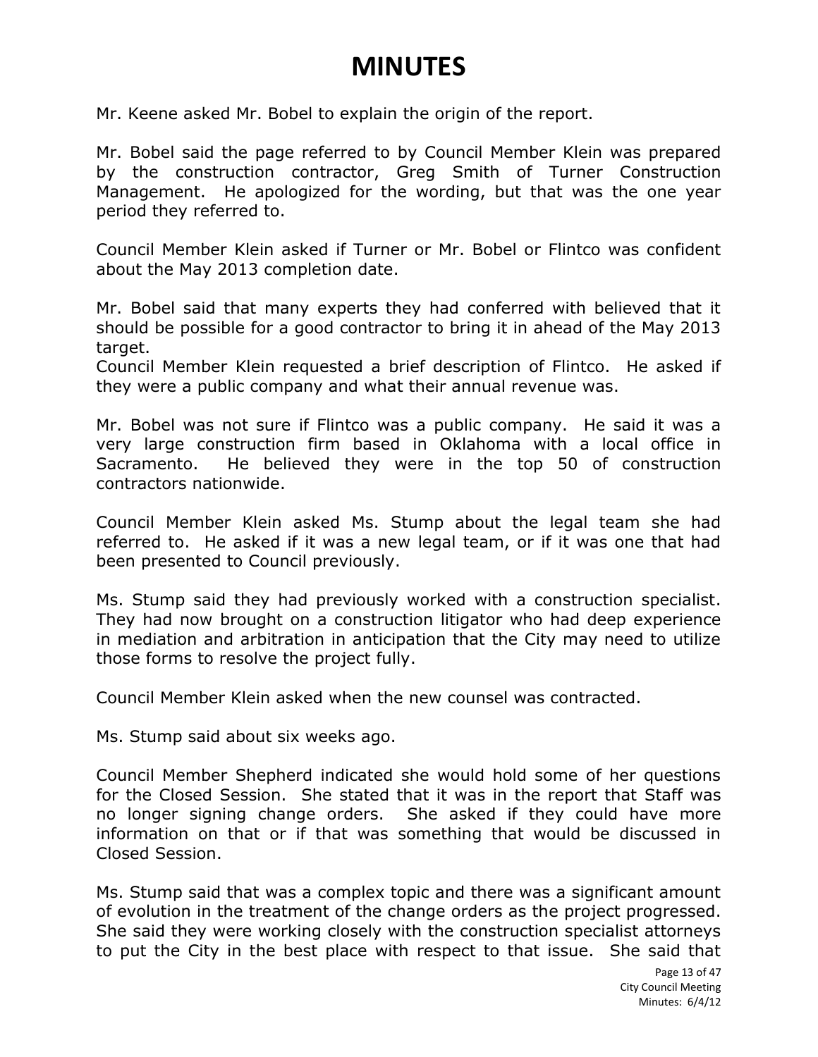# MINUTES

Mr. Keene asked Mr. Bobel to explain the origin of the report.

Mr. Bobel said the page referred to by Council Member Klein was prepared by the construction contractor, Greg Smith of Turner Construction Management. He apologized for the wording, but that was the one year period they referred to.

Council Member Klein asked if Turner or Mr. Bobel or Flintco was confident about the May 2013 completion date.

Mr. Bobel said that many experts they had conferred with believed that it should be possible for a good contractor to bring it in ahead of the May 2013 target.

Council Member Klein requested a brief description of Flintco. He asked if they were a public company and what their annual revenue was.

Mr. Bobel was not sure if Flintco was a public company. He said it was a very large construction firm based in Oklahoma with a local office in Sacramento. He believed they were in the top 50 of construction contractors nationwide.

Council Member Klein asked Ms. Stump about the legal team she had referred to. He asked if it was a new legal team, or if it was one that had been presented to Council previously.

Ms. Stump said they had previously worked with a construction specialist. They had now brought on a construction litigator who had deep experience in mediation and arbitration in anticipation that the City may need to utilize those forms to resolve the project fully.

Council Member Klein asked when the new counsel was contracted.

Ms. Stump said about six weeks ago.

Council Member Shepherd indicated she would hold some of her questions for the Closed Session. She stated that it was in the report that Staff was no longer signing change orders. She asked if they could have more information on that or if that was something that would be discussed in Closed Session.

Ms. Stump said that was a complex topic and there was a significant amount of evolution in the treatment of the change orders as the project progressed. She said they were working closely with the construction specialist attorneys to put the City in the best place with respect to that issue. She said that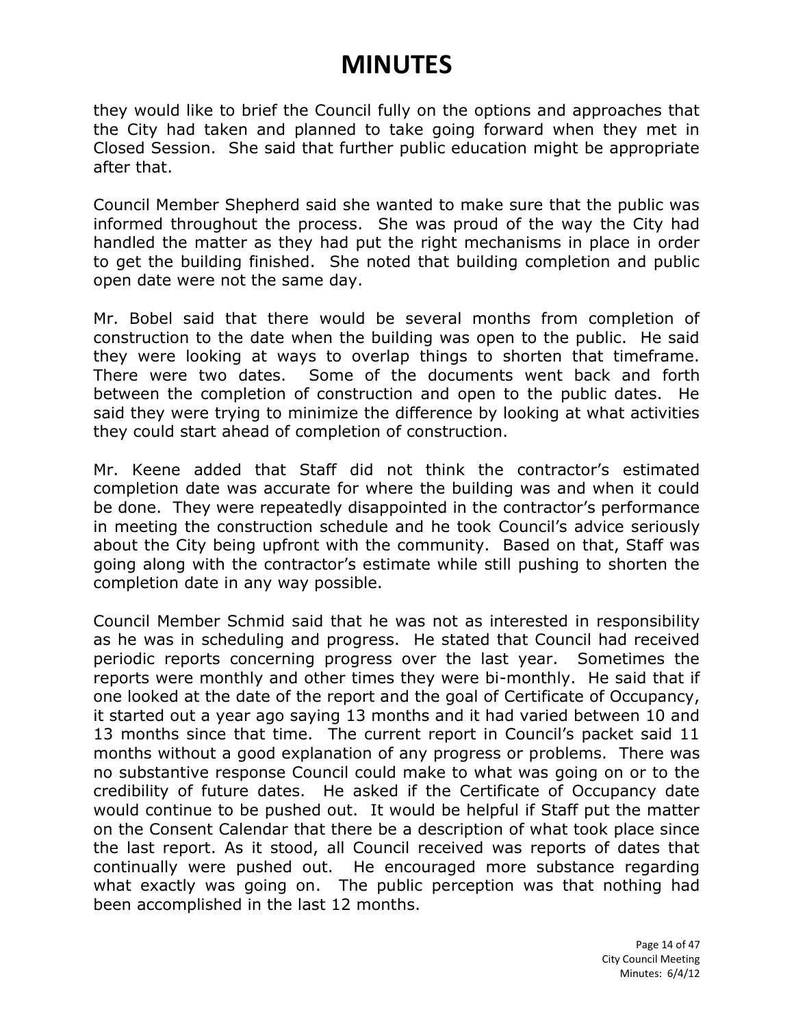they would like to brief the Council fully on the options and approaches that the City had taken and planned to take going forward when they met in Closed Session. She said that further public education might be appropriate after that.

Council Member Shepherd said she wanted to make sure that the public was informed throughout the process. She was proud of the way the City had handled the matter as they had put the right mechanisms in place in order to get the building finished. She noted that building completion and public open date were not the same day.

Mr. Bobel said that there would be several months from completion of construction to the date when the building was open to the public. He said they were looking at ways to overlap things to shorten that timeframe. There were two dates. Some of the documents went back and forth between the completion of construction and open to the public dates. He said they were trying to minimize the difference by looking at what activities they could start ahead of completion of construction.

Mr. Keene added that Staff did not think the contractor's estimated completion date was accurate for where the building was and when it could be done. They were repeatedly disappointed in the contractor's performance in meeting the construction schedule and he took Council's advice seriously about the City being upfront with the community. Based on that, Staff was going along with the contractor's estimate while still pushing to shorten the completion date in any way possible.

Council Member Schmid said that he was not as interested in responsibility as he was in scheduling and progress. He stated that Council had received periodic reports concerning progress over the last year. Sometimes the reports were monthly and other times they were bi-monthly. He said that if one looked at the date of the report and the goal of Certificate of Occupancy, it started out a year ago saying 13 months and it had varied between 10 and 13 months since that time. The current report in Council's packet said 11 months without a good explanation of any progress or problems. There was no substantive response Council could make to what was going on or to the credibility of future dates. He asked if the Certificate of Occupancy date would continue to be pushed out. It would be helpful if Staff put the matter on the Consent Calendar that there be a description of what took place since the last report. As it stood, all Council received was reports of dates that continually were pushed out. He encouraged more substance regarding what exactly was going on. The public perception was that nothing had been accomplished in the last 12 months.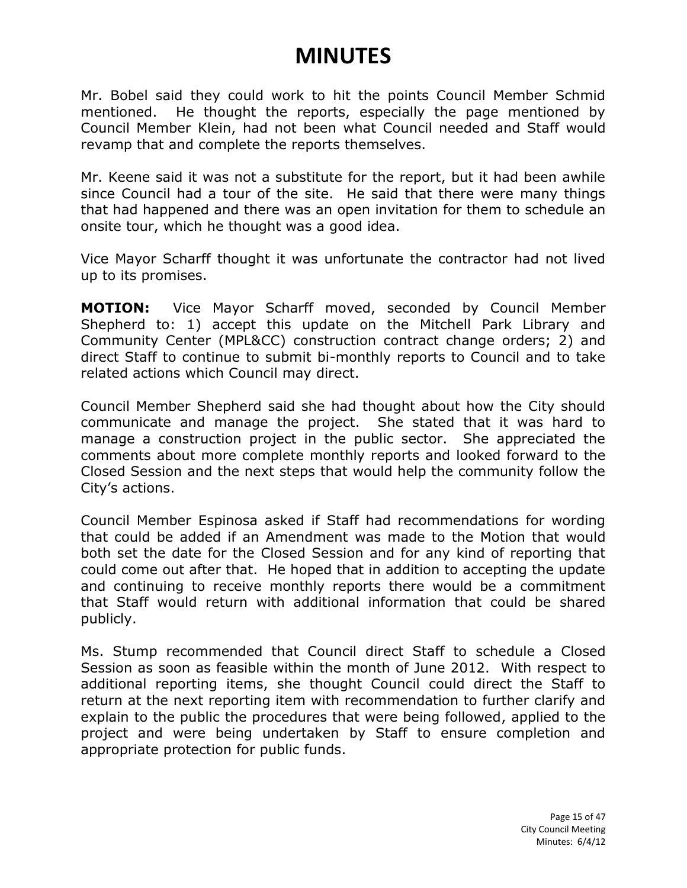# MINUTES

Mr. Bobel said they could work to hit the points Council Member Schmid mentioned. He thought the reports, especially the page mentioned by Council Member Klein, had not been what Council needed and Staff would revamp that and complete the reports themselves.

Mr. Keene said it was not a substitute for the report, but it had been awhile since Council had a tour of the site. He said that there were many things that had happened and there was an open invitation for them to schedule an onsite tour, which he thought was a good idea.

Vice Mayor Scharff thought it was unfortunate the contractor had not lived up to its promises.

**MOTION:** Vice Mayor Scharff moved, seconded by Council Member Shepherd to: 1) accept this update on the Mitchell Park Library and Community Center (MPL&CC) construction contract change orders; 2) and direct Staff to continue to submit bi-monthly reports to Council and to take related actions which Council may direct.

Council Member Shepherd said she had thought about how the City should communicate and manage the project. She stated that it was hard to manage a construction project in the public sector. She appreciated the comments about more complete monthly reports and looked forward to the Closed Session and the next steps that would help the community follow the City's actions.

Council Member Espinosa asked if Staff had recommendations for wording that could be added if an Amendment was made to the Motion that would both set the date for the Closed Session and for any kind of reporting that could come out after that. He hoped that in addition to accepting the update and continuing to receive monthly reports there would be a commitment that Staff would return with additional information that could be shared publicly.

Ms. Stump recommended that Council direct Staff to schedule a Closed Session as soon as feasible within the month of June 2012. With respect to additional reporting items, she thought Council could direct the Staff to return at the next reporting item with recommendation to further clarify and explain to the public the procedures that were being followed, applied to the project and were being undertaken by Staff to ensure completion and appropriate protection for public funds.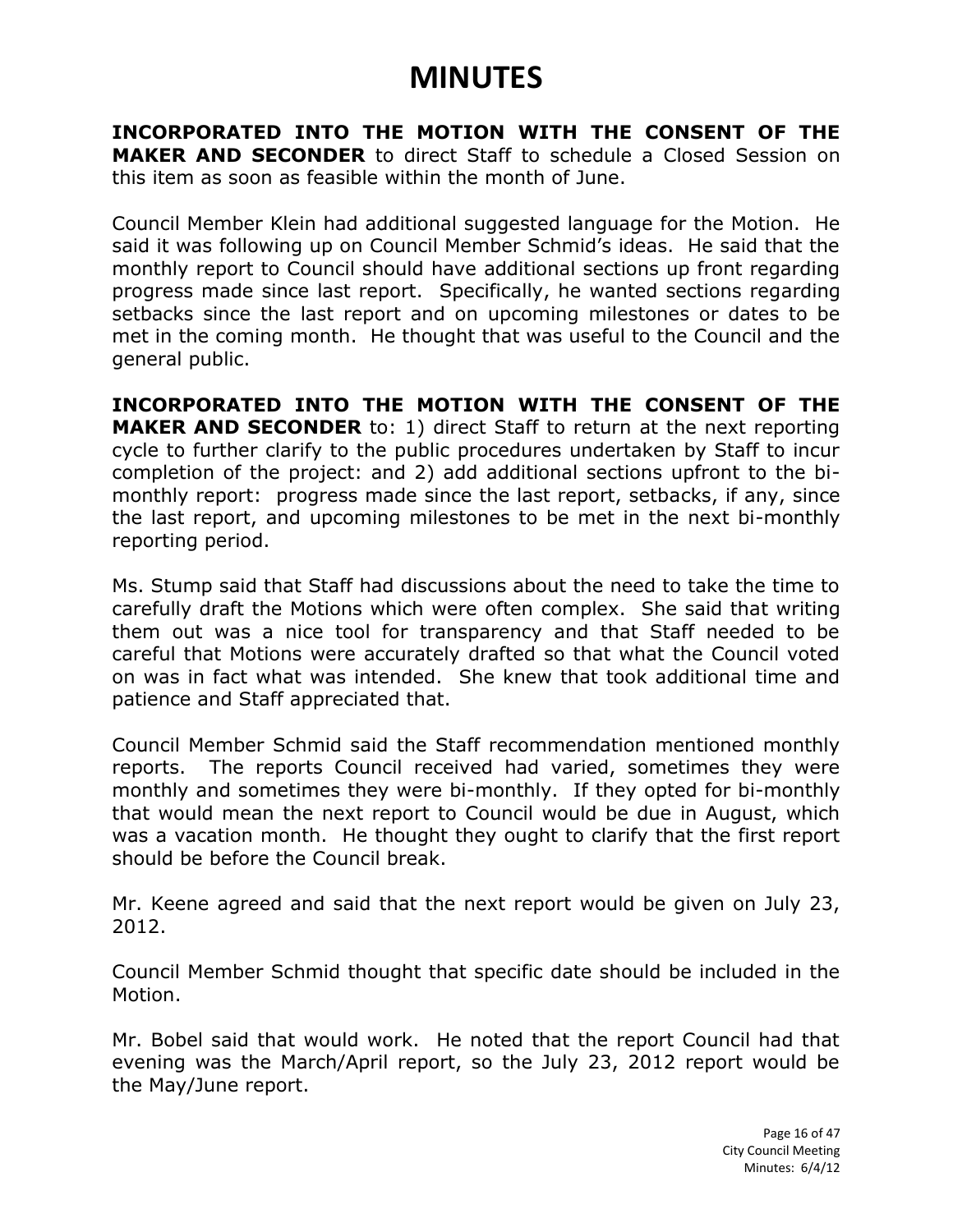# MINUTES

**INCORPORATED INTO THE MOTION WITH THE CONSENT OF THE MAKER AND SECONDER** to direct Staff to schedule a Closed Session on this item as soon as feasible within the month of June.

Council Member Klein had additional suggested language for the Motion. He said it was following up on Council Member Schmid's ideas. He said that the monthly report to Council should have additional sections up front regarding progress made since last report. Specifically, he wanted sections regarding setbacks since the last report and on upcoming milestones or dates to be met in the coming month. He thought that was useful to the Council and the general public.

**INCORPORATED INTO THE MOTION WITH THE CONSENT OF THE MAKER AND SECONDER** to: 1) direct Staff to return at the next reporting cycle to further clarify to the public procedures undertaken by Staff to incur completion of the project: and 2) add additional sections upfront to the bi-monthly report: progress made since the last report, setbacks, if any, since the last report, and upcoming milestones to be met in the next bi-monthly reporting period.

Ms. Stump said that Staff had discussions about the need to take the time to carefully draft the Motions which were often complex. She said that writing them out was a nice tool for transparency and that Staff needed to be careful that Motions were accurately drafted so that what the Council voted on was in fact what was intended. She knew that took additional time and patience and Staff appreciated that.

Council Member Schmid said the Staff recommendation mentioned monthly reports. The reports Council received had varied, sometimes they were monthly and sometimes they were bi-monthly. If they opted for bi-monthly that would mean the next report to Council would be due in August, which was a vacation month. He thought they ought to clarify that the first report should be before the Council break.

Mr. Keene agreed and said that the next report would be given on July 23, 2012.

Council Member Schmid thought that specific date should be included in the Motion.

Mr. Bobel said that would work. He noted that the report Council had that evening was the March/April report, so the July 23, 2012 report would be the May/June report.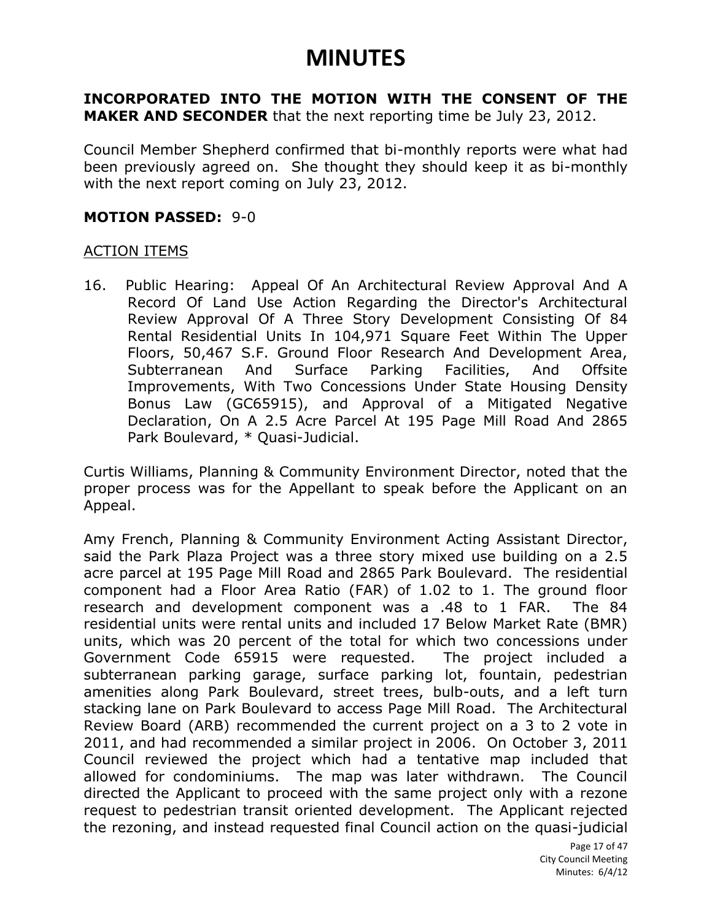# MINUTES

**INCORPORATED INTO THE MOTION WITH THE CONSENT OF THE MAKER AND SECONDER** that the next reporting time be July 23, 2012.

Council Member Shepherd confirmed that bi-monthly reports were what had been previously agreed on. She thought they should keep it as bi-monthly with the next report coming on July 23, 2012.

**MOTION PASSED:** 9-0

ACTION ITEMS

16. Public Hearing: Appeal Of An Architectural Review Approval And A Record Of Land Use Action Regarding the Director's Architectural Review Approval Of A Three Story Development Consisting Of 84 Rental Residential Units In 104,971 Square Feet Within The Upper Floors, 50,467 S.F. Ground Floor Research And Development Area, Subterranean And Surface Parking Facilities, And Offsite Improvements, With Two Concessions Under State Housing Density Bonus Law (GC65915), and Approval of a Mitigated Negative Declaration, On A 2.5 Acre Parcel At 195 Page Mill Road And 2865 Park Boulevard, * Quasi-Judicial.

Curtis Williams, Planning & Community Environment Director, noted that the proper process was for the Appellant to speak before the Applicant on an Appeal.

Amy French, Planning & Community Environment Acting Assistant Director, said the Park Plaza Project was a three story mixed use building on a 2.5 acre parcel at 195 Page Mill Road and 2865 Park Boulevard. The residential component had a Floor Area Ratio (FAR) of 1.02 to 1. The ground floor research and development component was a .48 to 1 FAR. The 84 residential units were rental units and included 17 Below Market Rate (BMR) units, which was 20 percent of the total for which two concessions under Government Code 65915 were requested. The project included a subterranean parking garage, surface parking lot, fountain, pedestrian amenities along Park Boulevard, street trees, bulb-outs, and a left turn stacking lane on Park Boulevard to access Page Mill Road. The Architectural Review Board (ARB) recommended the current project on a 3 to 2 vote in 2011, and had recommended a similar project in 2006. On October 3, 2011 Council reviewed the project which had a tentative map included that allowed for condominiums. The map was later withdrawn. The Council directed the Applicant to proceed with the same project only with a rezone request to pedestrian transit oriented development. The Applicant rejected the rezoning, and instead requested final Council action on the quasi-judicial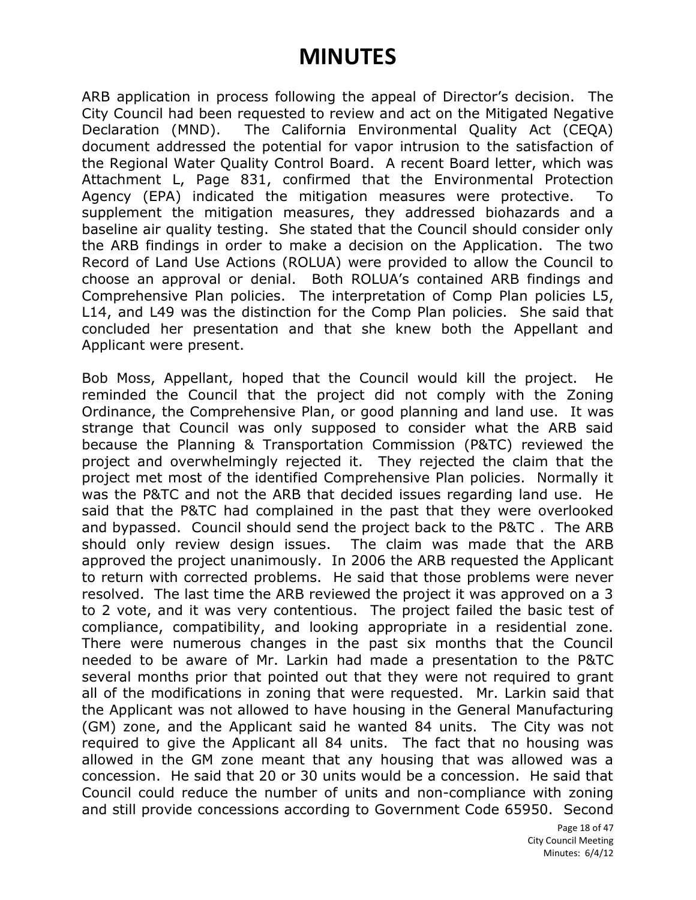# MINUTES

ARB application in process following the appeal of Director's decision. The City Council had been requested to review and act on the Mitigated Negative Declaration (MND). The California Environmental Quality Act (CEQA) document addressed the potential for vapor intrusion to the satisfaction of the Regional Water Quality Control Board. A recent Board letter, which was Attachment L, Page 831, confirmed that the Environmental Protection Agency (EPA) indicated the mitigation measures were protective. To supplement the mitigation measures, they addressed biohazards and a baseline air quality testing. She stated that the Council should consider only the ARB findings in order to make a decision on the Application. The two Record of Land Use Actions (ROLUA) were provided to allow the Council to choose an approval or denial. Both ROLUA's contained ARB findings and Comprehensive Plan policies. The interpretation of Comp Plan policies L5, L14, and L49 was the distinction for the Comp Plan policies. She said that concluded her presentation and that she knew both the Appellant and Applicant were present.

Bob Moss, Appellant, hoped that the Council would kill the project. He reminded the Council that the project did not comply with the Zoning Ordinance, the Comprehensive Plan, or good planning and land use. It was strange that Council was only supposed to consider what the ARB said because the Planning & Transportation Commission (P&TC) reviewed the project and overwhelmingly rejected it. They rejected the claim that the project met most of the identified Comprehensive Plan policies. Normally it was the P&TC and not the ARB that decided issues regarding land use. He said that the P&TC had complained in the past that they were overlooked and bypassed. Council should send the project back to the P&TC . The ARB should only review design issues. The claim was made that the ARB approved the project unanimously. In 2006 the ARB requested the Applicant to return with corrected problems. He said that those problems were never resolved. The last time the ARB reviewed the project it was approved on a 3 to 2 vote, and it was very contentious. The project failed the basic test of compliance, compatibility, and looking appropriate in a residential zone. There were numerous changes in the past six months that the Council needed to be aware of Mr. Larkin had made a presentation to the P&TC several months prior that pointed out that they were not required to grant all of the modifications in zoning that were requested. Mr. Larkin said that the Applicant was not allowed to have housing in the General Manufacturing (GM) zone, and the Applicant said he wanted 84 units. The City was not required to give the Applicant all 84 units. The fact that no housing was allowed in the GM zone meant that any housing that was allowed was a concession. He said that 20 or 30 units would be a concession. He said that Council could reduce the number of units and non-compliance with zoning and still provide concessions according to Government Code 65950. Second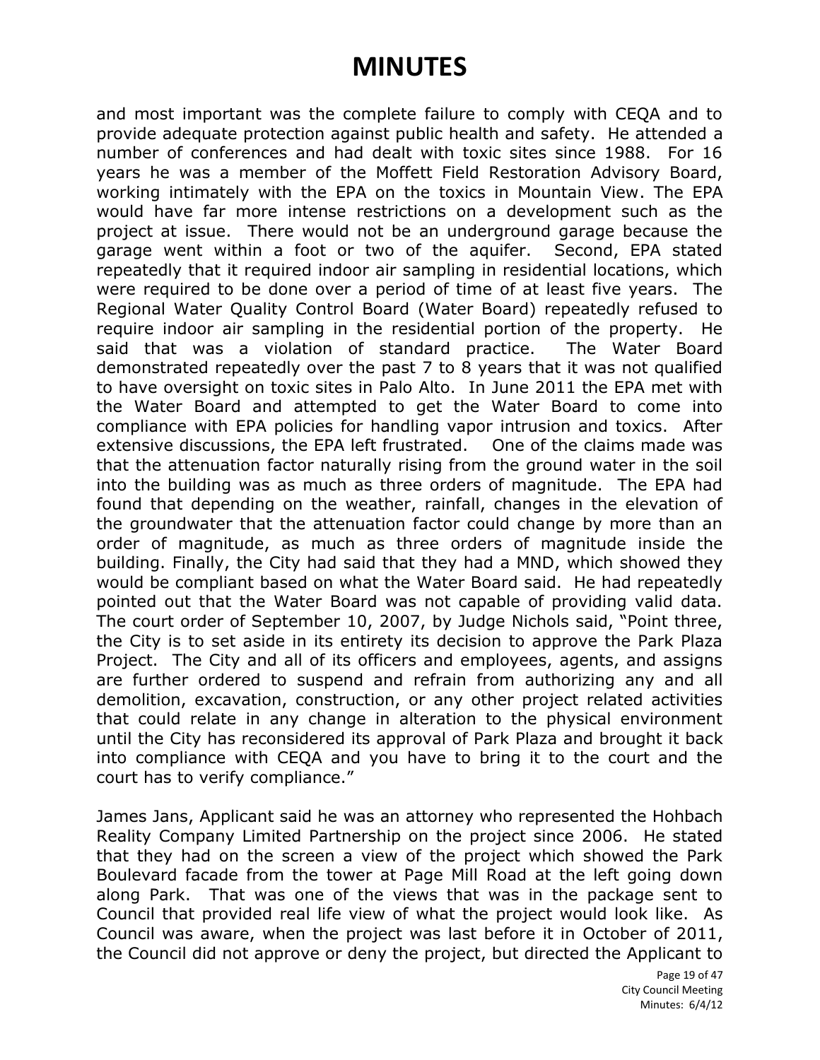# MINUTES

and most important was the complete failure to comply with CEQA and to provide adequate protection against public health and safety. He attended a number of conferences and had dealt with toxic sites since 1988. For 16 years he was a member of the Moffett Field Restoration Advisory Board, working intimately with the EPA on the toxics in Mountain View. The EPA would have far more intense restrictions on a development such as the project at issue. There would not be an underground garage because the garage went within a foot or two of the aquifer. Second, EPA stated repeatedly that it required indoor air sampling in residential locations, which were required to be done over a period of time of at least five years. The Regional Water Quality Control Board (Water Board) repeatedly refused to require indoor air sampling in the residential portion of the property. He said that was a violation of standard practice. The Water Board demonstrated repeatedly over the past 7 to 8 years that it was not qualified to have oversight on toxic sites in Palo Alto. In June 2011 the EPA met with the Water Board and attempted to get the Water Board to come into compliance with EPA policies for handling vapor intrusion and toxics. After extensive discussions, the EPA left frustrated. One of the claims made was that the attenuation factor naturally rising from the ground water in the soil into the building was as much as three orders of magnitude. The EPA had found that depending on the weather, rainfall, changes in the elevation of the groundwater that the attenuation factor could change by more than an order of magnitude, as much as three orders of magnitude inside the building. Finally, the City had said that they had a MND, which showed they would be compliant based on what the Water Board said. He had repeatedly pointed out that the Water Board was not capable of providing valid data. The court order of September 10, 2007, by Judge Nichols said, "Point three, the City is to set aside in its entirety its decision to approve the Park Plaza Project. The City and all of its officers and employees, agents, and assigns are further ordered to suspend and refrain from authorizing any and all demolition, excavation, construction, or any other project related activities that could relate in any change in alteration to the physical environment until the City has reconsidered its approval of Park Plaza and brought it back into compliance with CEQA and you have to bring it to the court and the court has to verify compliance."

James Jans, Applicant said he was an attorney who represented the Hohbach Reality Company Limited Partnership on the project since 2006. He stated that they had on the screen a view of the project which showed the Park Boulevard facade from the tower at Page Mill Road at the left going down along Park. That was one of the views that was in the package sent to Council that provided real life view of what the project would look like. As Council was aware, when the project was last before it in October of 2011, the Council did not approve or deny the project, but directed the Applicant to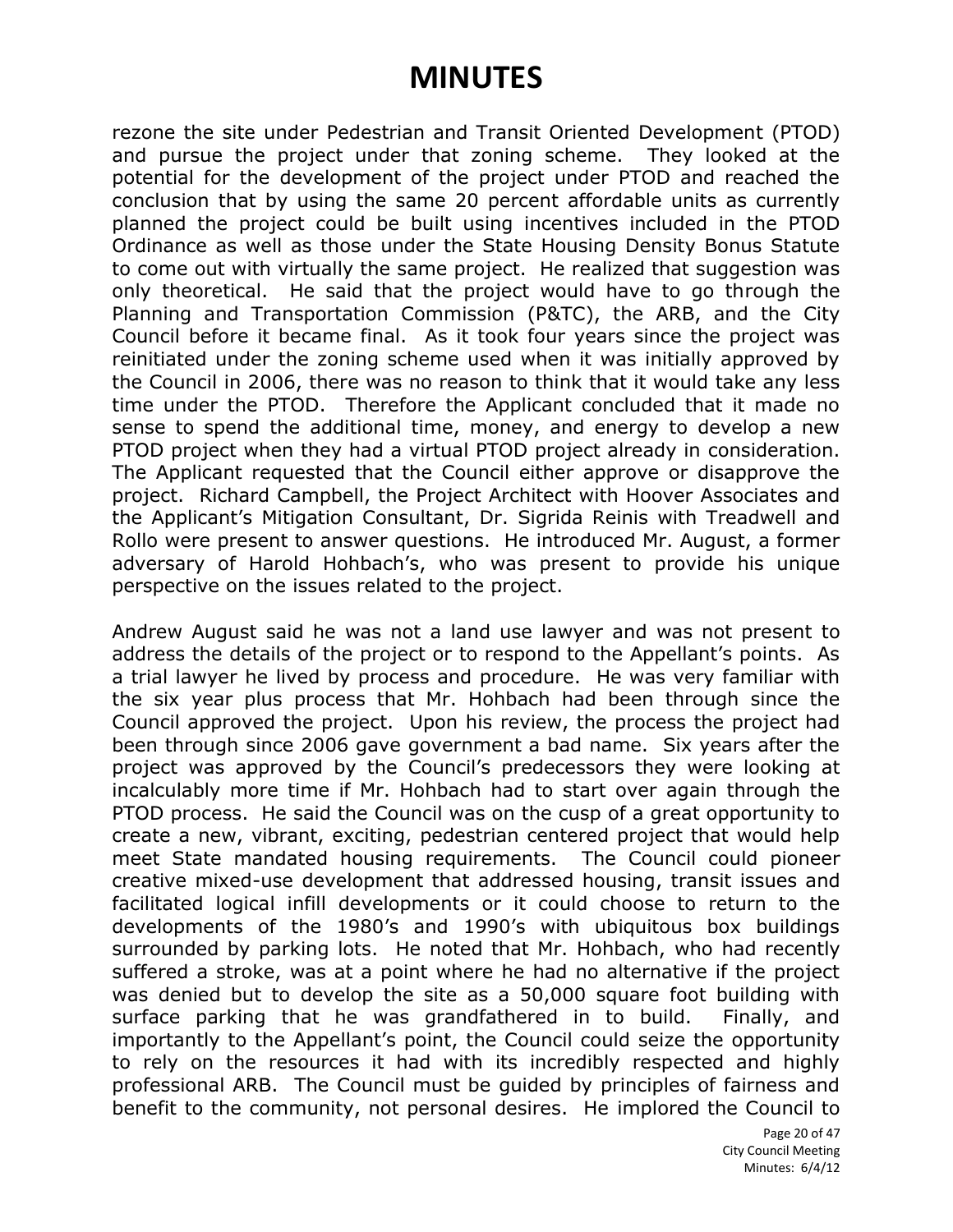# MINUTES

rezone the site under Pedestrian and Transit Oriented Development (PTOD) and pursue the project under that zoning scheme. They looked at the potential for the development of the project under PTOD and reached the conclusion that by using the same 20 percent affordable units as currently planned the project could be built using incentives included in the PTOD Ordinance as well as those under the State Housing Density Bonus Statute to come out with virtually the same project. He realized that suggestion was only theoretical. He said that the project would have to go through the Planning and Transportation Commission (P&TC), the ARB, and the City Council before it became final. As it took four years since the project was reinitiated under the zoning scheme used when it was initially approved by the Council in 2006, there was no reason to think that it would take any less time under the PTOD. Therefore the Applicant concluded that it made no sense to spend the additional time, money, and energy to develop a new PTOD project when they had a virtual PTOD project already in consideration. The Applicant requested that the Council either approve or disapprove the project. Richard Campbell, the Project Architect with Hoover Associates and the Applicant's Mitigation Consultant, Dr. Sigrida Reinis with Treadwell and Rollo were present to answer questions. He introduced Mr. August, a former adversary of Harold Hohbach's, who was present to provide his unique perspective on the issues related to the project.

Andrew August said he was not a land use lawyer and was not present to address the details of the project or to respond to the Appellant's points. As a trial lawyer he lived by process and procedure. He was very familiar with the six year plus process that Mr. Hohbach had been through since the Council approved the project. Upon his review, the process the project had been through since 2006 gave government a bad name. Six years after the project was approved by the Council's predecessors they were looking at incalculably more time if Mr. Hohbach had to start over again through the PTOD process. He said the Council was on the cusp of a great opportunity to create a new, vibrant, exciting, pedestrian centered project that would help meet State mandated housing requirements. The Council could pioneer creative mixed-use development that addressed housing, transit issues and facilitated logical infill developments or it could choose to return to the developments of the 1980's and 1990's with ubiquitous box buildings surrounded by parking lots. He noted that Mr. Hohbach, who had recently suffered a stroke, was at a point where he had no alternative if the project was denied but to develop the site as a 50,000 square foot building with surface parking that he was grandfathered in to build. Finally, and importantly to the Appellant's point, the Council could seize the opportunity to rely on the resources it had with its incredibly respected and highly professional ARB. The Council must be guided by principles of fairness and benefit to the community, not personal desires. He implored the Council to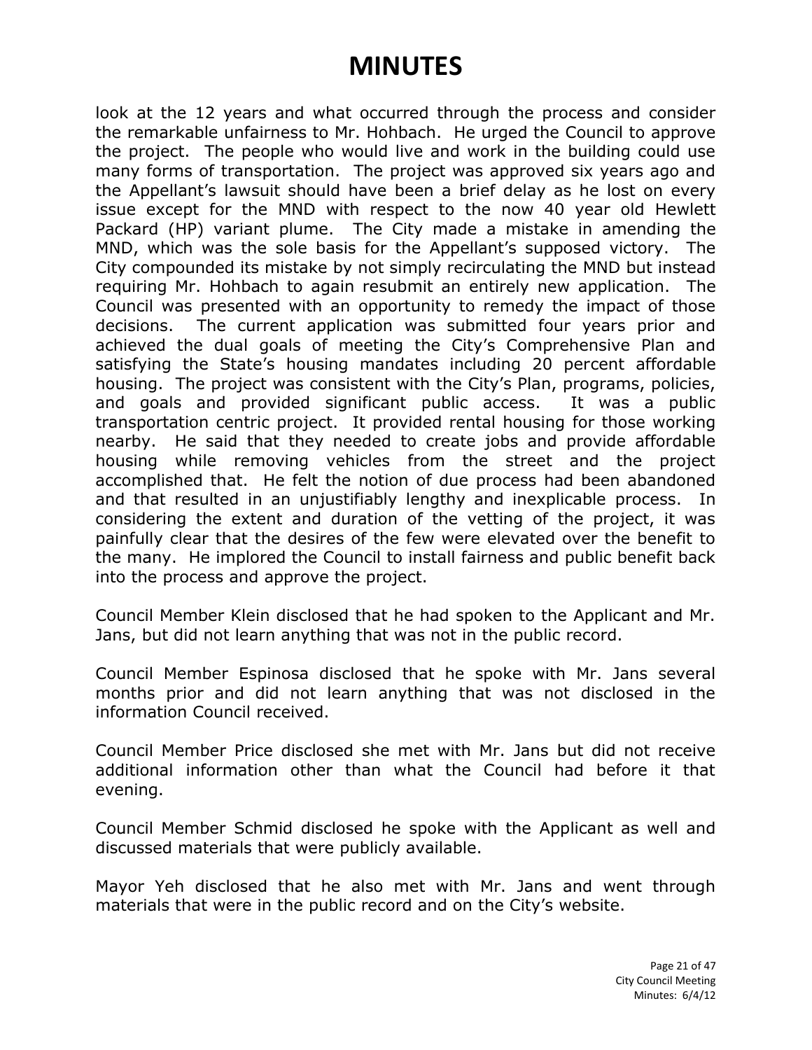look at the 12 years and what occurred through the process and consider the remarkable unfairness to Mr. Hohbach. He urged the Council to approve the project. The people who would live and work in the building could use many forms of transportation. The project was approved six years ago and the Appellant's lawsuit should have been a brief delay as he lost on every issue except for the MND with respect to the now 40 year old Hewlett Packard (HP) variant plume. The City made a mistake in amending the MND, which was the sole basis for the Appellant's supposed victory. The City compounded its mistake by not simply recirculating the MND but instead requiring Mr. Hohbach to again resubmit an entirely new application. The Council was presented with an opportunity to remedy the impact of those decisions. The current application was submitted four years prior and achieved the dual goals of meeting the City's Comprehensive Plan and satisfying the State's housing mandates including 20 percent affordable housing. The project was consistent with the City's Plan, programs, policies, and goals and provided significant public access. It was a public transportation centric project. It provided rental housing for those working nearby. He said that they needed to create jobs and provide affordable housing while removing vehicles from the street and the project accomplished that. He felt the notion of due process had been abandoned and that resulted in an unjustifiably lengthy and inexplicable process. In considering the extent and duration of the vetting of the project, it was painfully clear that the desires of the few were elevated over the benefit to the many. He implored the Council to install fairness and public benefit back into the process and approve the project.

Council Member Klein disclosed that he had spoken to the Applicant and Mr. Jans, but did not learn anything that was not in the public record.

Council Member Espinosa disclosed that he spoke with Mr. Jans several months prior and did not learn anything that was not disclosed in the information Council received.

Council Member Price disclosed she met with Mr. Jans but did not receive additional information other than what the Council had before it that evening.

Council Member Schmid disclosed he spoke with the Applicant as well and discussed materials that were publicly available.

Mayor Yeh disclosed that he also met with Mr. Jans and went through materials that were in the public record and on the City's website.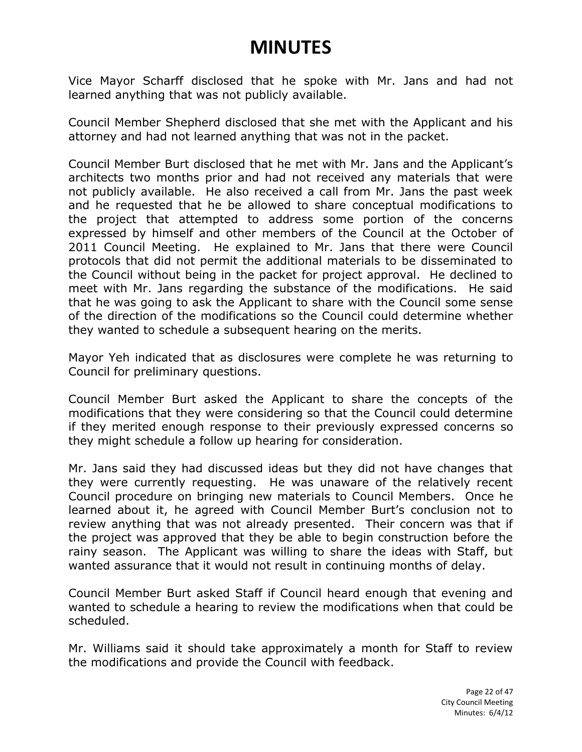# MINUTES

Vice Mayor Scharff disclosed that he spoke with Mr. Jans and had not learned anything that was not publicly available.

Council Member Shepherd disclosed that she met with the Applicant and his attorney and had not learned anything that was not in the packet.

Council Member Burt disclosed that he met with Mr. Jans and the Applicant's architects two months prior and had not received any materials that were not publicly available. He also received a call from Mr. Jans the past week and he requested that he be allowed to share conceptual modifications to the project that attempted to address some portion of the concerns expressed by himself and other members of the Council at the October of 2011 Council Meeting. He explained to Mr. Jans that there were Council protocols that did not permit the additional materials to be disseminated to the Council without being in the packet for project approval. He declined to meet with Mr. Jans regarding the substance of the modifications. He said that he was going to ask the Applicant to share with the Council some sense of the direction of the modifications so the Council could determine whether they wanted to schedule a subsequent hearing on the merits.

Mayor Yeh indicated that as disclosures were complete he was returning to Council for preliminary questions.

Council Member Burt asked the Applicant to share the concepts of the modifications that they were considering so that the Council could determine if they merited enough response to their previously expressed concerns so they might schedule a follow up hearing for consideration.

Mr. Jans said they had discussed ideas but they did not have changes that they were currently requesting. He was unaware of the relatively recent Council procedure on bringing new materials to Council Members. Once he learned about it, he agreed with Council Member Burt's conclusion not to review anything that was not already presented. Their concern was that if the project was approved that they be able to begin construction before the rainy season. The Applicant was willing to share the ideas with Staff, but wanted assurance that it would not result in continuing months of delay.

Council Member Burt asked Staff if Council heard enough that evening and wanted to schedule a hearing to review the modifications when that could be scheduled.

Mr. Williams said it should take approximately a month for Staff to review the modifications and provide the Council with feedback.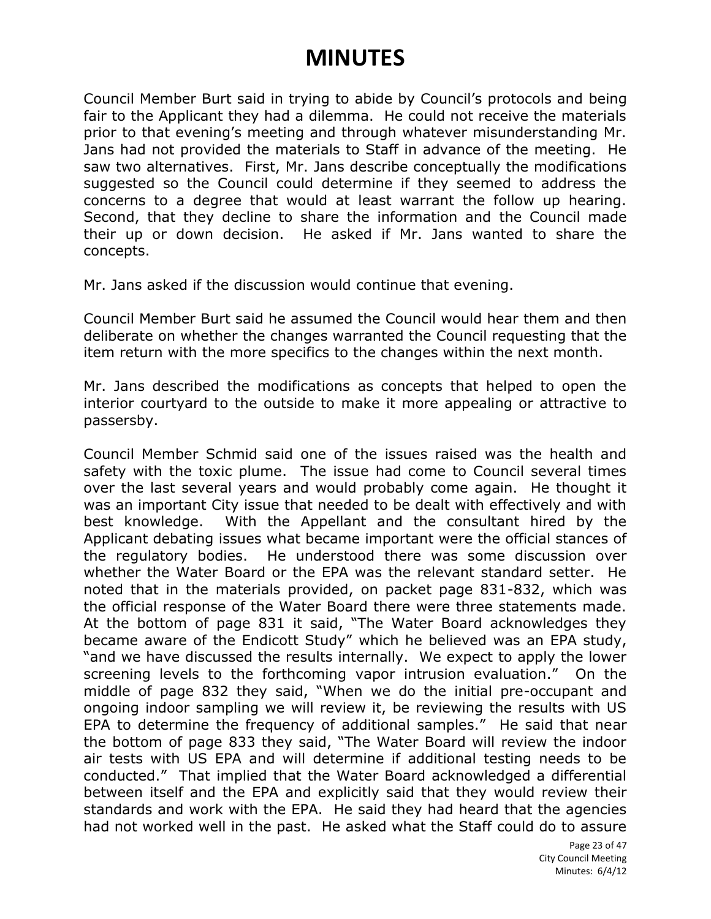# MINUTES

Council Member Burt said in trying to abide by Council's protocols and being fair to the Applicant they had a dilemma. He could not receive the materials prior to that evening's meeting and through whatever misunderstanding Mr. Jans had not provided the materials to Staff in advance of the meeting. He saw two alternatives. First, Mr. Jans describe conceptually the modifications suggested so the Council could determine if they seemed to address the concerns to a degree that would at least warrant the follow up hearing. Second, that they decline to share the information and the Council made their up or down decision. He asked if Mr. Jans wanted to share the concepts.

Mr. Jans asked if the discussion would continue that evening.

Council Member Burt said he assumed the Council would hear them and then deliberate on whether the changes warranted the Council requesting that the item return with the more specifics to the changes within the next month.

Mr. Jans described the modifications as concepts that helped to open the interior courtyard to the outside to make it more appealing or attractive to passersby.

Council Member Schmid said one of the issues raised was the health and safety with the toxic plume. The issue had come to Council several times over the last several years and would probably come again. He thought it was an important City issue that needed to be dealt with effectively and with best knowledge. With the Appellant and the consultant hired by the Applicant debating issues what became important were the official stances of the regulatory bodies. He understood there was some discussion over whether the Water Board or the EPA was the relevant standard setter. He noted that in the materials provided, on packet page 831-832, which was the official response of the Water Board there were three statements made. At the bottom of page 831 it said, "The Water Board acknowledges they became aware of the Endicott Study" which he believed was an EPA study, "and we have discussed the results internally. We expect to apply the lower screening levels to the forthcoming vapor intrusion evaluation." On the middle of page 832 they said, "When we do the initial pre-occupant and ongoing indoor sampling we will review it, be reviewing the results with US EPA to determine the frequency of additional samples." He said that near the bottom of page 833 they said, "The Water Board will review the indoor air tests with US EPA and will determine if additional testing needs to be conducted." That implied that the Water Board acknowledged a differential between itself and the EPA and explicitly said that they would review their standards and work with the EPA. He said they had heard that the agencies had not worked well in the past. He asked what the Staff could do to assure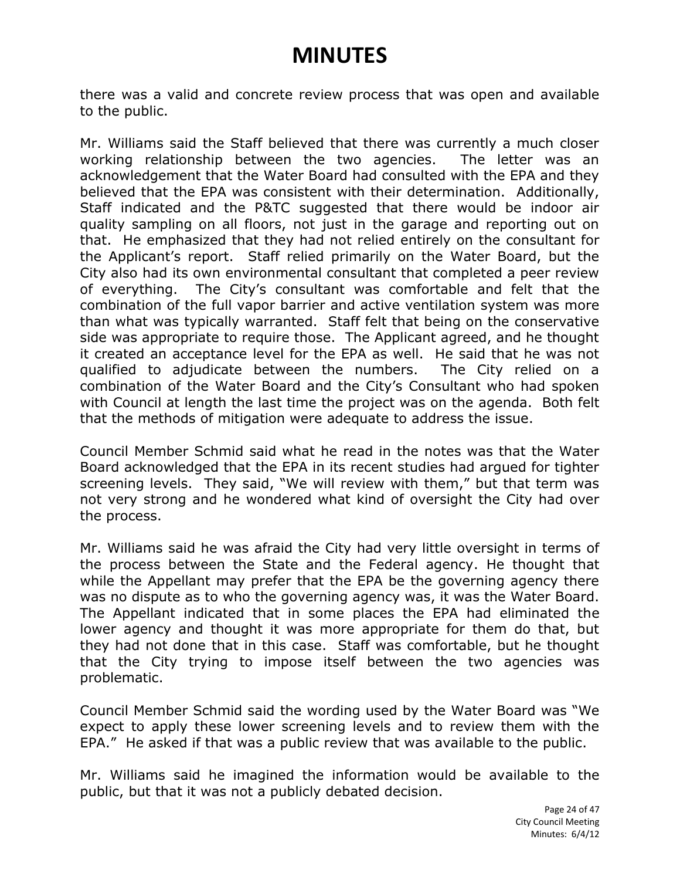# MINUTES

there was a valid and concrete review process that was open and available to the public.

Mr. Williams said the Staff believed that there was currently a much closer working relationship between the two agencies. The letter was an acknowledgement that the Water Board had consulted with the EPA and they believed that the EPA was consistent with their determination. Additionally, Staff indicated and the P&TC suggested that there would be indoor air quality sampling on all floors, not just in the garage and reporting out on that. He emphasized that they had not relied entirely on the consultant for the Applicant's report. Staff relied primarily on the Water Board, but the City also had its own environmental consultant that completed a peer review of everything. The City's consultant was comfortable and felt that the combination of the full vapor barrier and active ventilation system was more than what was typically warranted. Staff felt that being on the conservative side was appropriate to require those. The Applicant agreed, and he thought it created an acceptance level for the EPA as well. He said that he was not qualified to adjudicate between the numbers. The City relied on a combination of the Water Board and the City's Consultant who had spoken with Council at length the last time the project was on the agenda. Both felt that the methods of mitigation were adequate to address the issue.

Council Member Schmid said what he read in the notes was that the Water Board acknowledged that the EPA in its recent studies had argued for tighter screening levels. They said, "We will review with them," but that term was not very strong and he wondered what kind of oversight the City had over the process.

Mr. Williams said he was afraid the City had very little oversight in terms of the process between the State and the Federal agency. He thought that while the Appellant may prefer that the EPA be the governing agency there was no dispute as to who the governing agency was, it was the Water Board. The Appellant indicated that in some places the EPA had eliminated the lower agency and thought it was more appropriate for them do that, but they had not done that in this case. Staff was comfortable, but he thought that the City trying to impose itself between the two agencies was problematic.

Council Member Schmid said the wording used by the Water Board was "We expect to apply these lower screening levels and to review them with the EPA." He asked if that was a public review that was available to the public.

Mr. Williams said he imagined the information would be available to the public, but that it was not a publicly debated decision.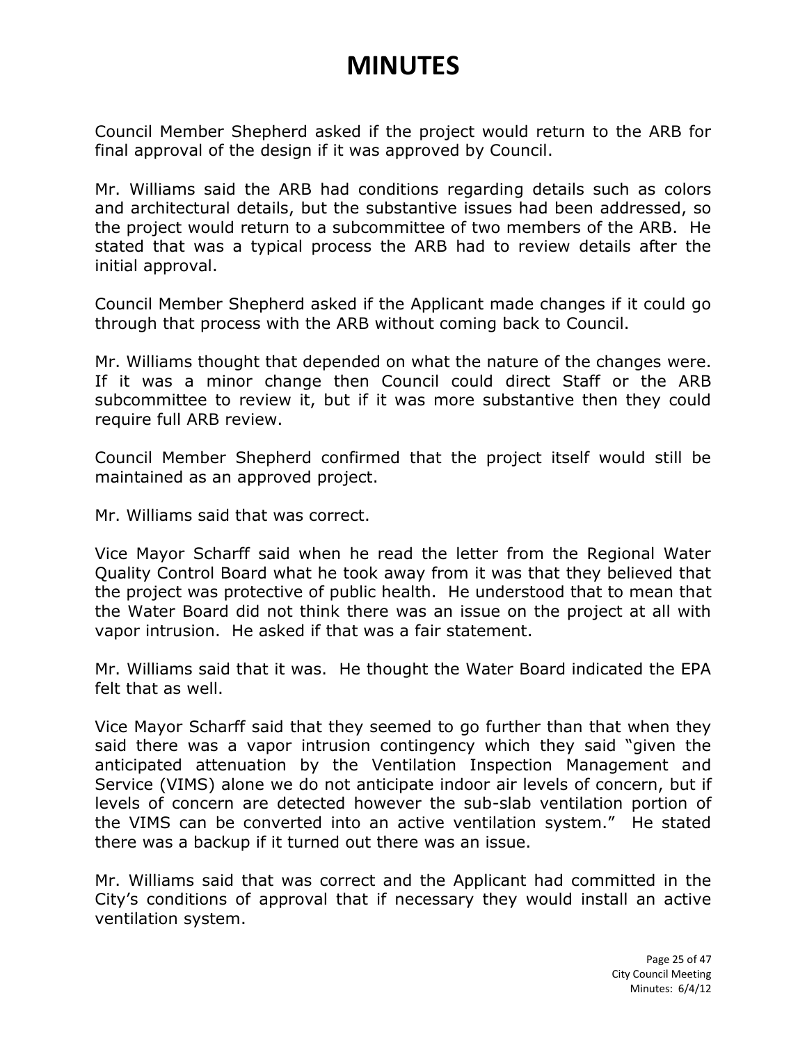# MINUTES

Council Member Shepherd asked if the project would return to the ARB for final approval of the design if it was approved by Council.

Mr. Williams said the ARB had conditions regarding details such as colors and architectural details, but the substantive issues had been addressed, so the project would return to a subcommittee of two members of the ARB. He stated that was a typical process the ARB had to review details after the initial approval.

Council Member Shepherd asked if the Applicant made changes if it could go through that process with the ARB without coming back to Council.

Mr. Williams thought that depended on what the nature of the changes were. If it was a minor change then Council could direct Staff or the ARB subcommittee to review it, but if it was more substantive then they could require full ARB review.

Council Member Shepherd confirmed that the project itself would still be maintained as an approved project.

Mr. Williams said that was correct.

Vice Mayor Scharff said when he read the letter from the Regional Water Quality Control Board what he took away from it was that they believed that the project was protective of public health. He understood that to mean that the Water Board did not think there was an issue on the project at all with vapor intrusion. He asked if that was a fair statement.

Mr. Williams said that it was. He thought the Water Board indicated the EPA felt that as well.

Vice Mayor Scharff said that they seemed to go further than that when they said there was a vapor intrusion contingency which they said "given the anticipated attenuation by the Ventilation Inspection Management and Service (VIMS) alone we do not anticipate indoor air levels of concern, but if levels of concern are detected however the sub-slab ventilation portion of the VIMS can be converted into an active ventilation system." He stated there was a backup if it turned out there was an issue.

Mr. Williams said that was correct and the Applicant had committed in the City's conditions of approval that if necessary they would install an active ventilation system.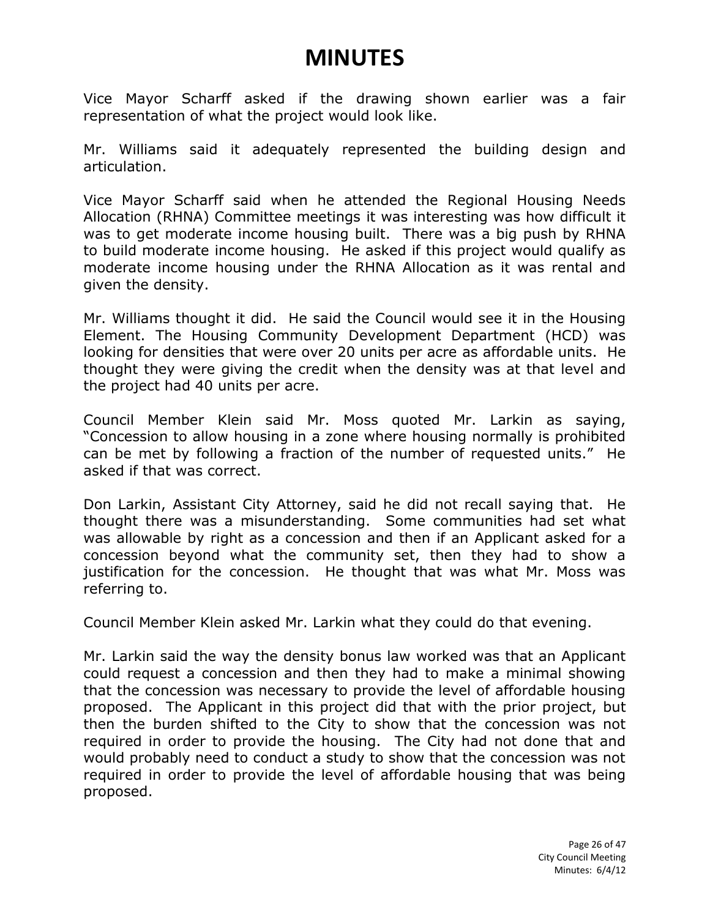# MINUTES

Vice Mayor Scharff asked if the drawing shown earlier was a fair representation of what the project would look like.

Mr. Williams said it adequately represented the building design and articulation.

Vice Mayor Scharff said when he attended the Regional Housing Needs Allocation (RHNA) Committee meetings it was interesting was how difficult it was to get moderate income housing built. There was a big push by RHNA to build moderate income housing. He asked if this project would qualify as moderate income housing under the RHNA Allocation as it was rental and given the density.

Mr. Williams thought it did. He said the Council would see it in the Housing Element. The Housing Community Development Department (HCD) was looking for densities that were over 20 units per acre as affordable units. He thought they were giving the credit when the density was at that level and the project had 40 units per acre.

Council Member Klein said Mr. Moss quoted Mr. Larkin as saying, "Concession to allow housing in a zone where housing normally is prohibited can be met by following a fraction of the number of requested units." He asked if that was correct.

Don Larkin, Assistant City Attorney, said he did not recall saying that. He thought there was a misunderstanding. Some communities had set what was allowable by right as a concession and then if an Applicant asked for a concession beyond what the community set, then they had to show a justification for the concession. He thought that was what Mr. Moss was referring to.

Council Member Klein asked Mr. Larkin what they could do that evening.

Mr. Larkin said the way the density bonus law worked was that an Applicant could request a concession and then they had to make a minimal showing that the concession was necessary to provide the level of affordable housing proposed. The Applicant in this project did that with the prior project, but then the burden shifted to the City to show that the concession was not required in order to provide the housing. The City had not done that and would probably need to conduct a study to show that the concession was not required in order to provide the level of affordable housing that was being proposed.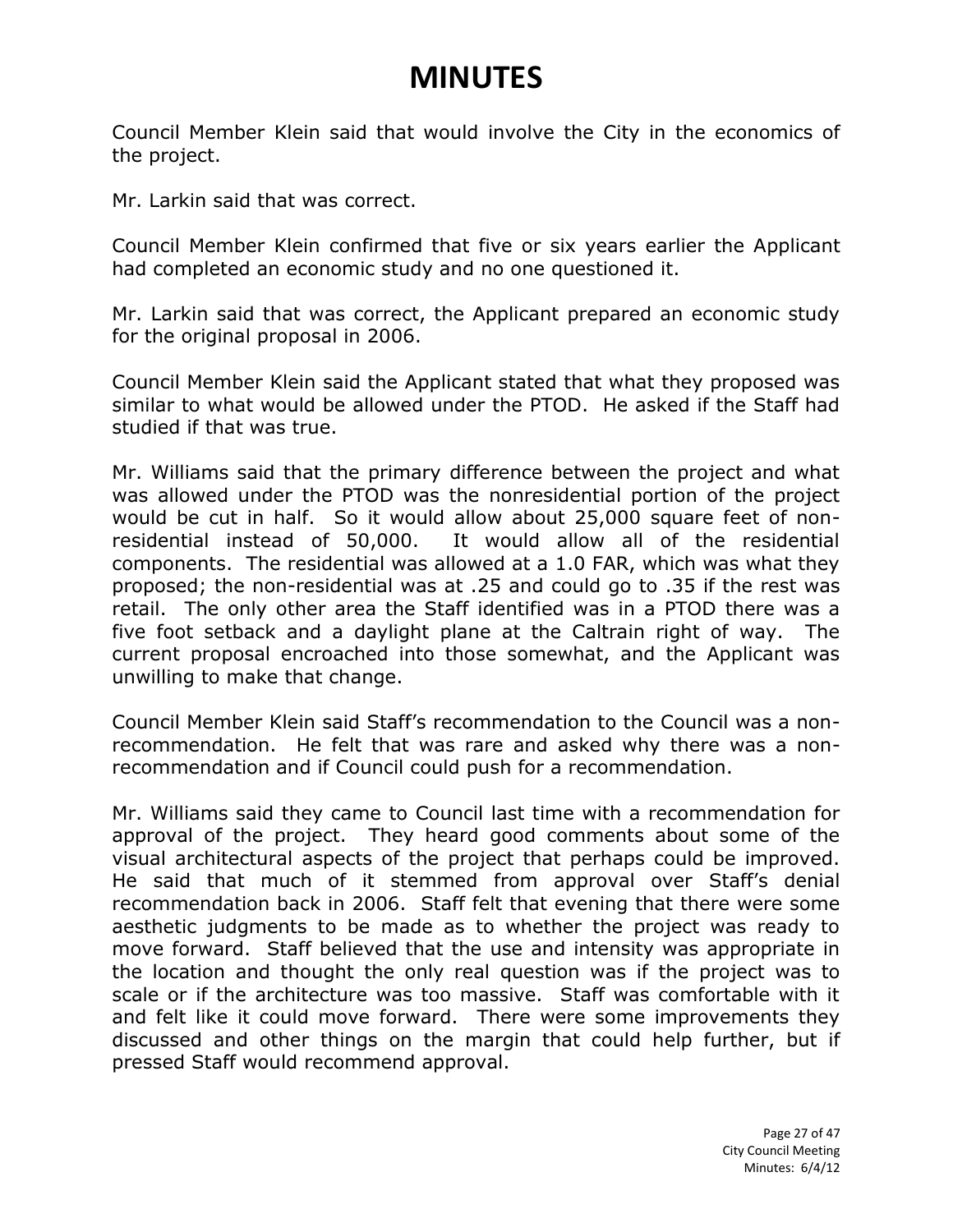# MINUTES

Council Member Klein said that would involve the City in the economics of the project.

Mr. Larkin said that was correct.

Council Member Klein confirmed that five or six years earlier the Applicant had completed an economic study and no one questioned it.

Mr. Larkin said that was correct, the Applicant prepared an economic study for the original proposal in 2006.

Council Member Klein said the Applicant stated that what they proposed was similar to what would be allowed under the PTOD. He asked if the Staff had studied if that was true.

Mr. Williams said that the primary difference between the project and what was allowed under the PTOD was the nonresidential portion of the project would be cut in half. So it would allow about 25,000 square feet of non-residential instead of 50,000. It would allow all of the residential components. The residential was allowed at a 1.0 FAR, which was what they proposed; the non-residential was at .25 and could go to .35 if the rest was retail. The only other area the Staff identified was in a PTOD there was a five foot setback and a daylight plane at the Caltrain right of way. The current proposal encroached into those somewhat, and the Applicant was unwilling to make that change.

Council Member Klein said Staff's recommendation to the Council was a non-recommendation. He felt that was rare and asked why there was a non-recommendation and if Council could push for a recommendation.

Mr. Williams said they came to Council last time with a recommendation for approval of the project. They heard good comments about some of the visual architectural aspects of the project that perhaps could be improved. He said that much of it stemmed from approval over Staff's denial recommendation back in 2006. Staff felt that evening that there were some aesthetic judgments to be made as to whether the project was ready to move forward. Staff believed that the use and intensity was appropriate in the location and thought the only real question was if the project was to scale or if the architecture was too massive. Staff was comfortable with it and felt like it could move forward. There were some improvements they discussed and other things on the margin that could help further, but if pressed Staff would recommend approval.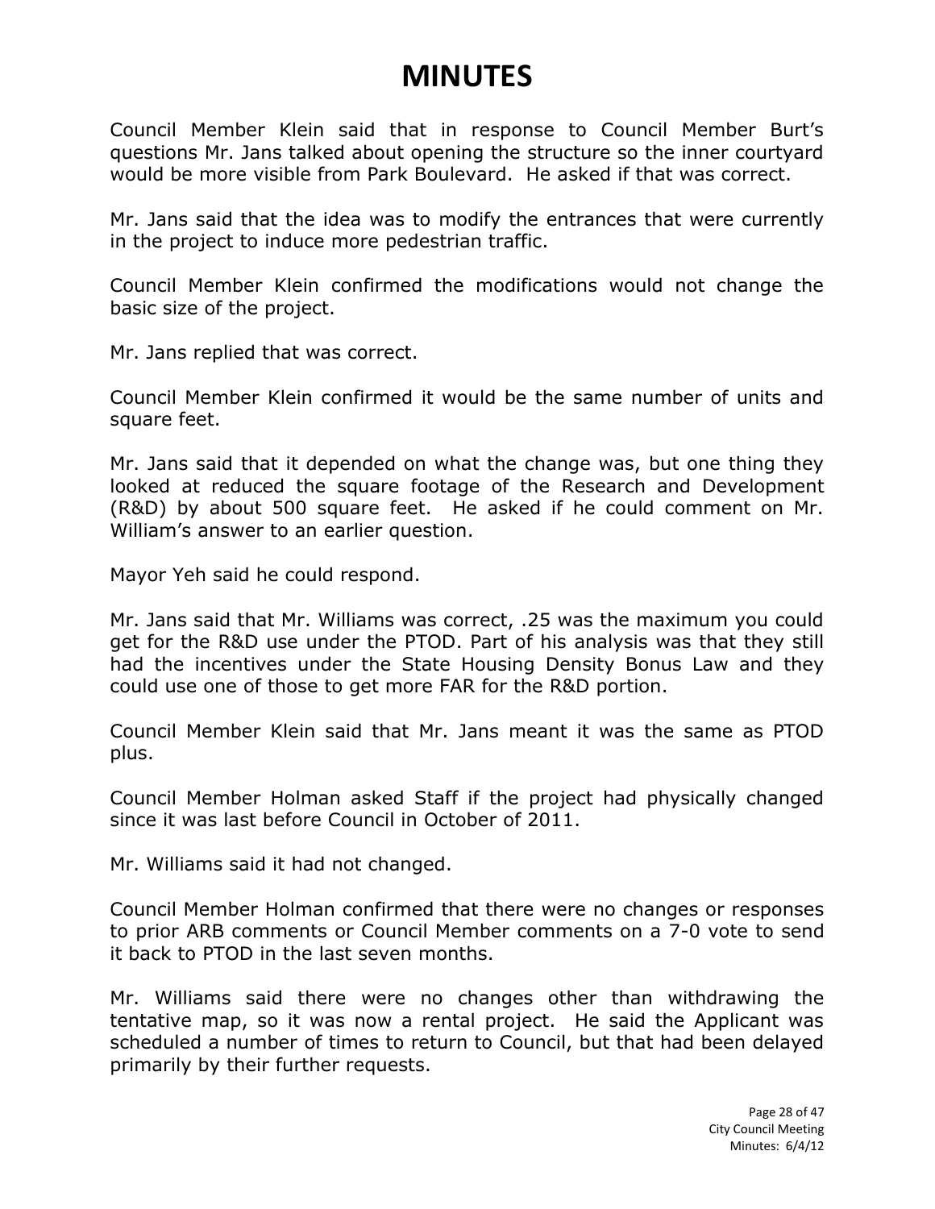# MINUTES

Council Member Klein said that in response to Council Member Burt's questions Mr. Jans talked about opening the structure so the inner courtyard would be more visible from Park Boulevard. He asked if that was correct.

Mr. Jans said that the idea was to modify the entrances that were currently in the project to induce more pedestrian traffic.

Council Member Klein confirmed the modifications would not change the basic size of the project.

Mr. Jans replied that was correct.

Council Member Klein confirmed it would be the same number of units and square feet.

Mr. Jans said that it depended on what the change was, but one thing they looked at reduced the square footage of the Research and Development (R&D) by about 500 square feet. He asked if he could comment on Mr. William's answer to an earlier question.

Mayor Yeh said he could respond.

Mr. Jans said that Mr. Williams was correct, .25 was the maximum you could get for the R&D use under the PTOD. Part of his analysis was that they still had the incentives under the State Housing Density Bonus Law and they could use one of those to get more FAR for the R&D portion.

Council Member Klein said that Mr. Jans meant it was the same as PTOD plus.

Council Member Holman asked Staff if the project had physically changed since it was last before Council in October of 2011.

Mr. Williams said it had not changed.

Council Member Holman confirmed that there were no changes or responses to prior ARB comments or Council Member comments on a 7-0 vote to send it back to PTOD in the last seven months.

Mr. Williams said there were no changes other than withdrawing the tentative map, so it was now a rental project. He said the Applicant was scheduled a number of times to return to Council, but that had been delayed primarily by their further requests.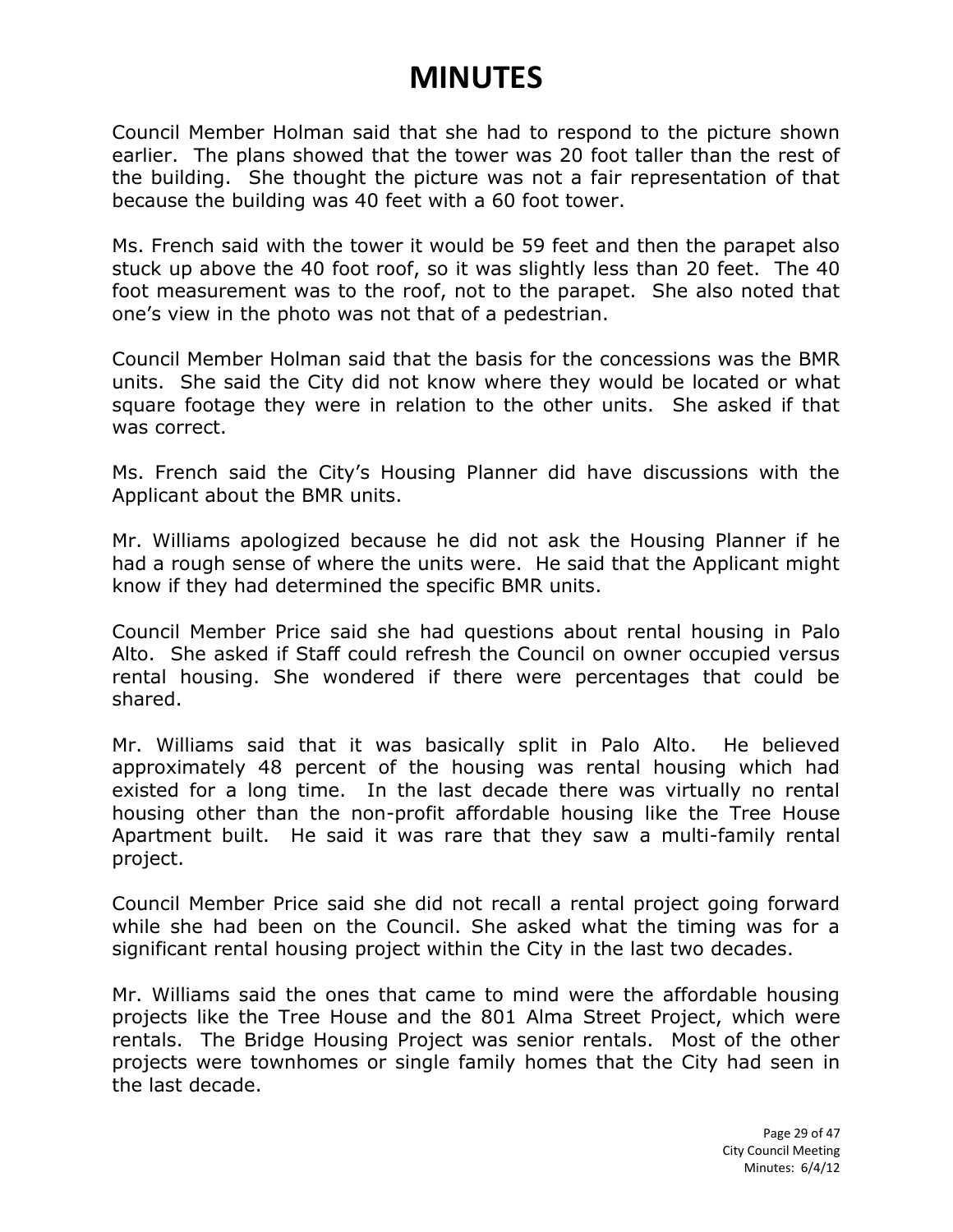# MINUTES

Council Member Holman said that she had to respond to the picture shown earlier. The plans showed that the tower was 20 foot taller than the rest of the building. She thought the picture was not a fair representation of that because the building was 40 feet with a 60 foot tower.

Ms. French said with the tower it would be 59 feet and then the parapet also stuck up above the 40 foot roof, so it was slightly less than 20 feet. The 40 foot measurement was to the roof, not to the parapet. She also noted that one's view in the photo was not that of a pedestrian.

Council Member Holman said that the basis for the concessions was the BMR units. She said the City did not know where they would be located or what square footage they were in relation to the other units. She asked if that was correct.

Ms. French said the City's Housing Planner did have discussions with the Applicant about the BMR units.

Mr. Williams apologized because he did not ask the Housing Planner if he had a rough sense of where the units were. He said that the Applicant might know if they had determined the specific BMR units.

Council Member Price said she had questions about rental housing in Palo Alto. She asked if Staff could refresh the Council on owner occupied versus rental housing. She wondered if there were percentages that could be shared.

Mr. Williams said that it was basically split in Palo Alto. He believed approximately 48 percent of the housing was rental housing which had existed for a long time. In the last decade there was virtually no rental housing other than the non-profit affordable housing like the Tree House Apartment built. He said it was rare that they saw a multi-family rental project.

Council Member Price said she did not recall a rental project going forward while she had been on the Council. She asked what the timing was for a significant rental housing project within the City in the last two decades.

Mr. Williams said the ones that came to mind were the affordable housing projects like the Tree House and the 801 Alma Street Project, which were rentals. The Bridge Housing Project was senior rentals. Most of the other projects were townhomes or single family homes that the City had seen in the last decade.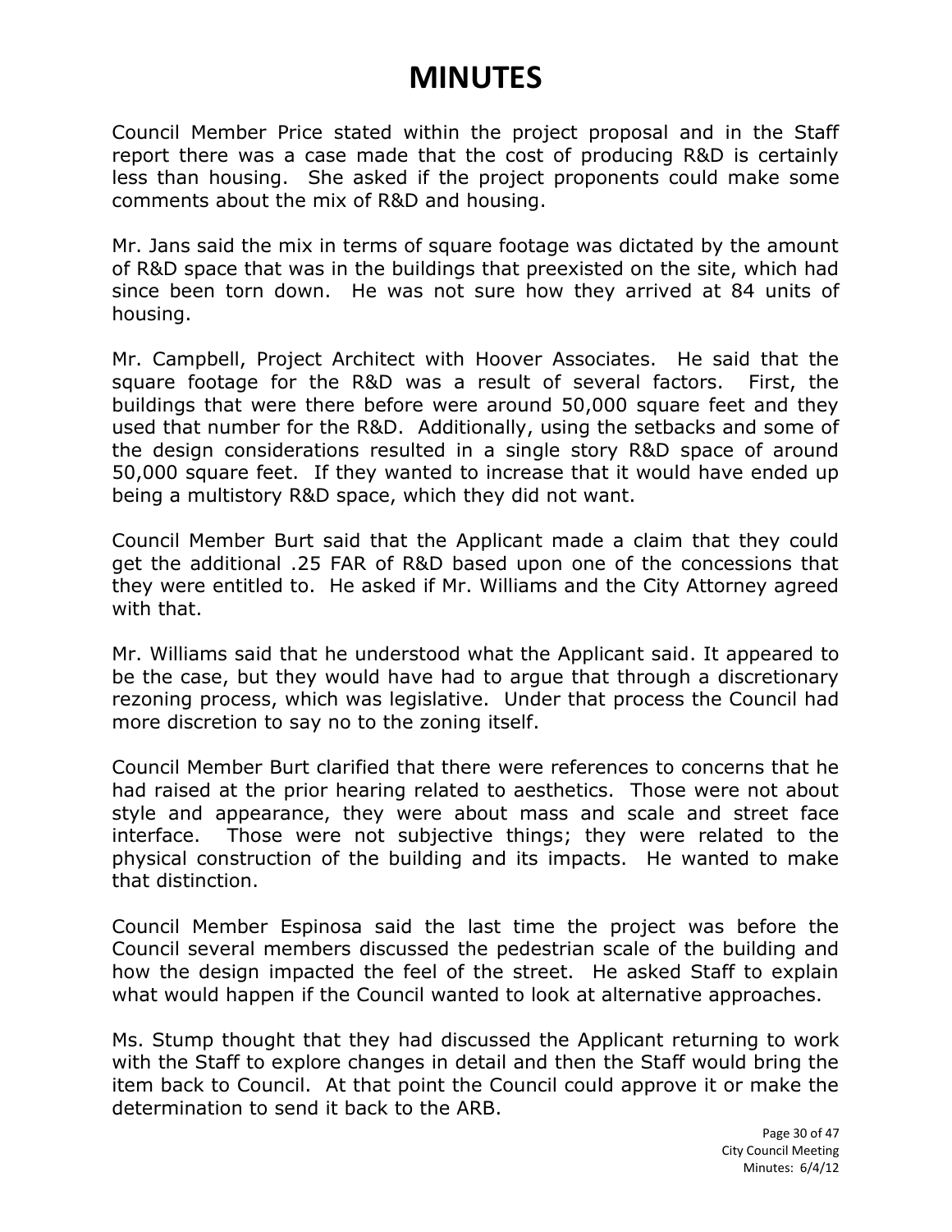# MINUTES

Council Member Price stated within the project proposal and in the Staff report there was a case made that the cost of producing R&D is certainly less than housing. She asked if the project proponents could make some comments about the mix of R&D and housing.

Mr. Jans said the mix in terms of square footage was dictated by the amount of R&D space that was in the buildings that preexisted on the site, which had since been torn down. He was not sure how they arrived at 84 units of housing.

Mr. Campbell, Project Architect with Hoover Associates. He said that the square footage for the R&D was a result of several factors. First, the buildings that were there before were around 50,000 square feet and they used that number for the R&D. Additionally, using the setbacks and some of the design considerations resulted in a single story R&D space of around 50,000 square feet. If they wanted to increase that it would have ended up being a multistory R&D space, which they did not want.

Council Member Burt said that the Applicant made a claim that they could get the additional .25 FAR of R&D based upon one of the concessions that they were entitled to. He asked if Mr. Williams and the City Attorney agreed with that.

Mr. Williams said that he understood what the Applicant said. It appeared to be the case, but they would have had to argue that through a discretionary rezoning process, which was legislative. Under that process the Council had more discretion to say no to the zoning itself.

Council Member Burt clarified that there were references to concerns that he had raised at the prior hearing related to aesthetics. Those were not about style and appearance, they were about mass and scale and street face interface. Those were not subjective things; they were related to the physical construction of the building and its impacts. He wanted to make that distinction.

Council Member Espinosa said the last time the project was before the Council several members discussed the pedestrian scale of the building and how the design impacted the feel of the street. He asked Staff to explain what would happen if the Council wanted to look at alternative approaches.

Ms. Stump thought that they had discussed the Applicant returning to work with the Staff to explore changes in detail and then the Staff would bring the item back to Council. At that point the Council could approve it or make the determination to send it back to the ARB.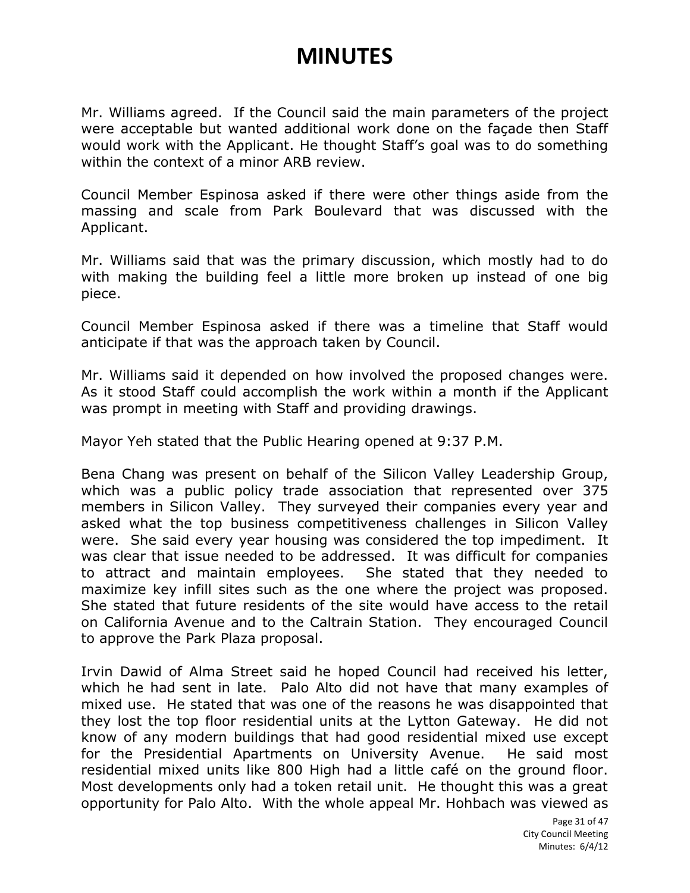# MINUTES

Mr. Williams agreed. If the Council said the main parameters of the project were acceptable but wanted additional work done on the façade then Staff would work with the Applicant. He thought Staff's goal was to do something within the context of a minor ARB review.

Council Member Espinosa asked if there were other things aside from the massing and scale from Park Boulevard that was discussed with the Applicant.

Mr. Williams said that was the primary discussion, which mostly had to do with making the building feel a little more broken up instead of one big piece.

Council Member Espinosa asked if there was a timeline that Staff would anticipate if that was the approach taken by Council.

Mr. Williams said it depended on how involved the proposed changes were. As it stood Staff could accomplish the work within a month if the Applicant was prompt in meeting with Staff and providing drawings.

Mayor Yeh stated that the Public Hearing opened at 9:37 P.M.

Bena Chang was present on behalf of the Silicon Valley Leadership Group, which was a public policy trade association that represented over 375 members in Silicon Valley. They surveyed their companies every year and asked what the top business competitiveness challenges in Silicon Valley were. She said every year housing was considered the top impediment. It was clear that issue needed to be addressed. It was difficult for companies to attract and maintain employees. She stated that they needed to maximize key infill sites such as the one where the project was proposed. She stated that future residents of the site would have access to the retail on California Avenue and to the Caltrain Station. They encouraged Council to approve the Park Plaza proposal.

Irvin Dawid of Alma Street said he hoped Council had received his letter, which he had sent in late. Palo Alto did not have that many examples of mixed use. He stated that was one of the reasons he was disappointed that they lost the top floor residential units at the Lytton Gateway. He did not know of any modern buildings that had good residential mixed use except for the Presidential Apartments on University Avenue. He said most residential mixed units like 800 High had a little café on the ground floor. Most developments only had a token retail unit. He thought this was a great opportunity for Palo Alto. With the whole appeal Mr. Hohbach was viewed as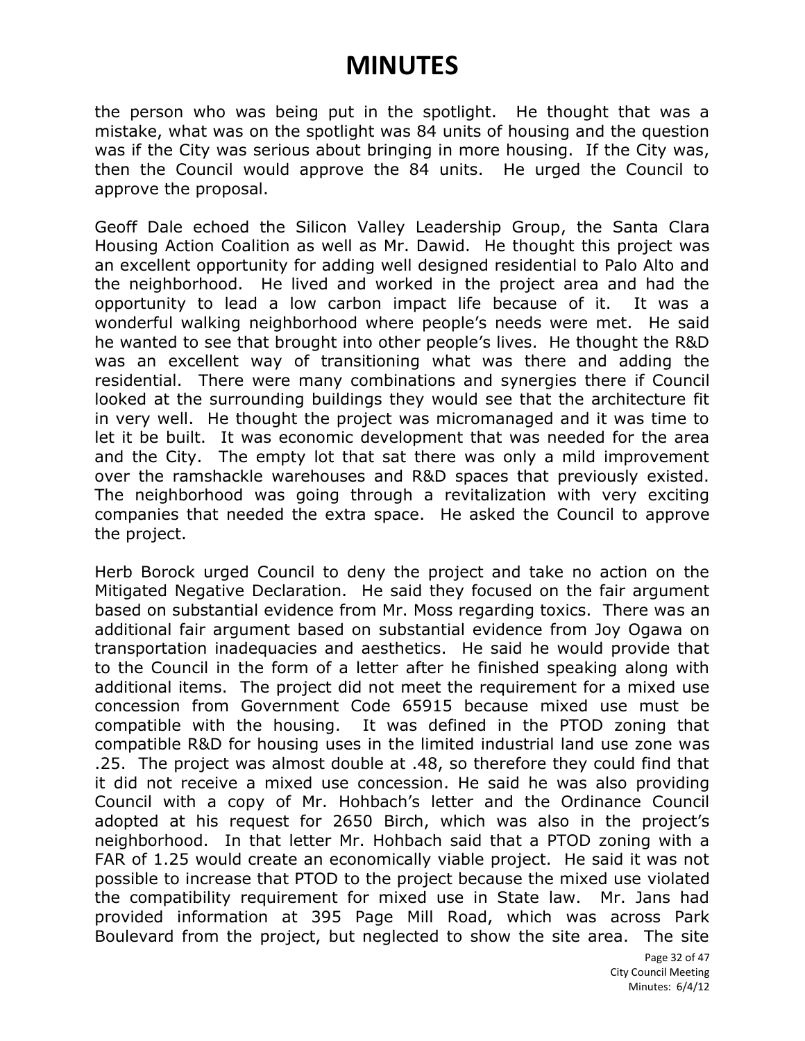# MINUTES

the person who was being put in the spotlight. He thought that was a mistake, what was on the spotlight was 84 units of housing and the question was if the City was serious about bringing in more housing. If the City was, then the Council would approve the 84 units. He urged the Council to approve the proposal.

Geoff Dale echoed the Silicon Valley Leadership Group, the Santa Clara Housing Action Coalition as well as Mr. Dawid. He thought this project was an excellent opportunity for adding well designed residential to Palo Alto and the neighborhood. He lived and worked in the project area and had the opportunity to lead a low carbon impact life because of it. It was a wonderful walking neighborhood where people's needs were met. He said he wanted to see that brought into other people's lives. He thought the R&D was an excellent way of transitioning what was there and adding the residential. There were many combinations and synergies there if Council looked at the surrounding buildings they would see that the architecture fit in very well. He thought the project was micromanaged and it was time to let it be built. It was economic development that was needed for the area and the City. The empty lot that sat there was only a mild improvement over the ramshackle warehouses and R&D spaces that previously existed. The neighborhood was going through a revitalization with very exciting companies that needed the extra space. He asked the Council to approve the project.

Herb Borock urged Council to deny the project and take no action on the Mitigated Negative Declaration. He said they focused on the fair argument based on substantial evidence from Mr. Moss regarding toxics. There was an additional fair argument based on substantial evidence from Joy Ogawa on transportation inadequacies and aesthetics. He said he would provide that to the Council in the form of a letter after he finished speaking along with additional items. The project did not meet the requirement for a mixed use concession from Government Code 65915 because mixed use must be compatible with the housing. It was defined in the PTOD zoning that compatible R&D for housing uses in the limited industrial land use zone was .25. The project was almost double at .48, so therefore they could find that it did not receive a mixed use concession. He said he was also providing Council with a copy of Mr. Hohbach's letter and the Ordinance Council adopted at his request for 2650 Birch, which was also in the project's neighborhood. In that letter Mr. Hohbach said that a PTOD zoning with a FAR of 1.25 would create an economically viable project. He said it was not possible to increase that PTOD to the project because the mixed use violated the compatibility requirement for mixed use in State law. Mr. Jans had provided information at 395 Page Mill Road, which was across Park Boulevard from the project, but neglected to show the site area. The site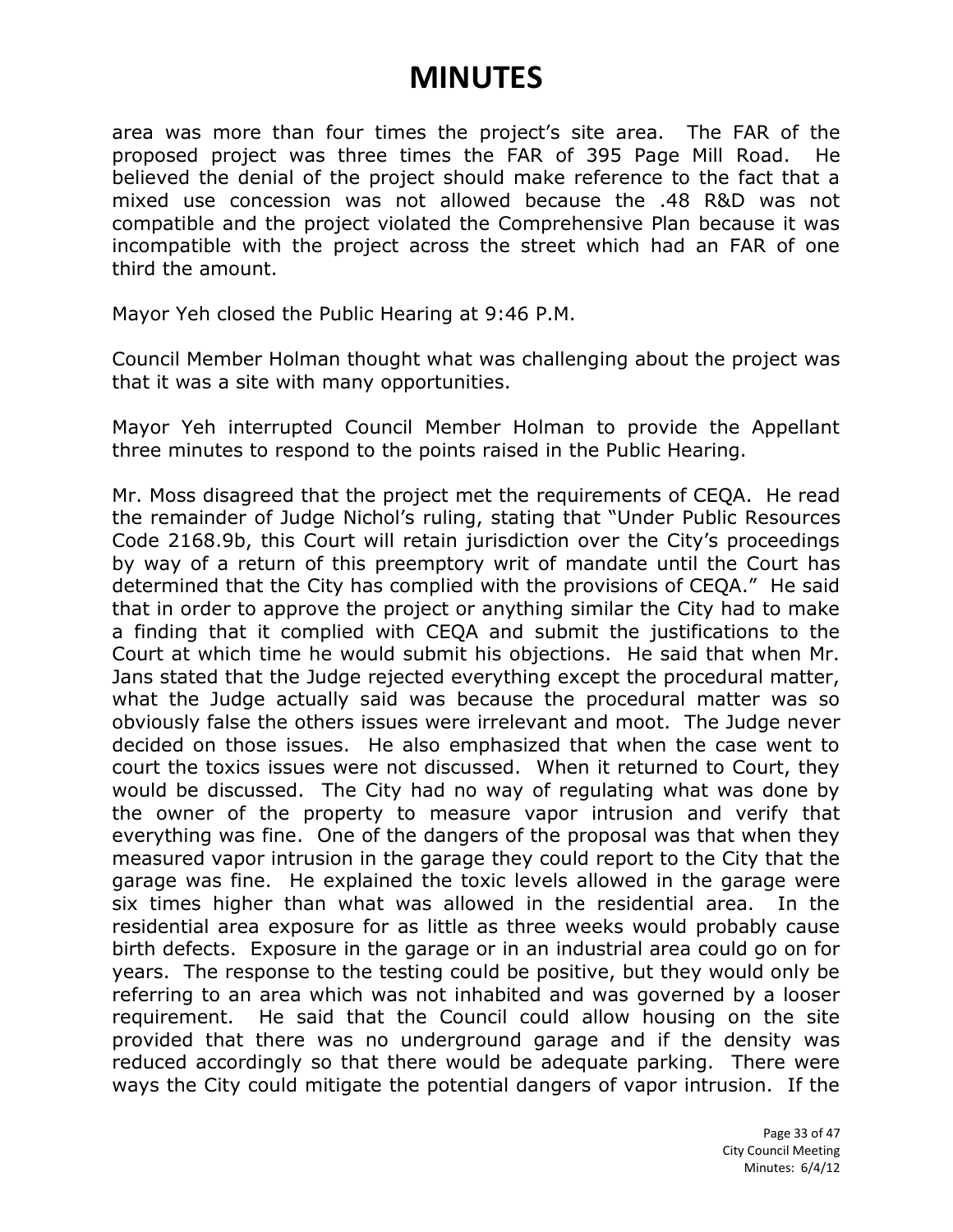# MINUTES

area was more than four times the project's site area. The FAR of the proposed project was three times the FAR of 395 Page Mill Road. He believed the denial of the project should make reference to the fact that a mixed use concession was not allowed because the .48 R&D was not compatible and the project violated the Comprehensive Plan because it was incompatible with the project across the street which had an FAR of one third the amount.

Mayor Yeh closed the Public Hearing at 9:46 P.M.

Council Member Holman thought what was challenging about the project was that it was a site with many opportunities.

Mayor Yeh interrupted Council Member Holman to provide the Appellant three minutes to respond to the points raised in the Public Hearing.

Mr. Moss disagreed that the project met the requirements of CEQA. He read the remainder of Judge Nichol's ruling, stating that "Under Public Resources Code 2168.9b, this Court will retain jurisdiction over the City's proceedings by way of a return of this preemptory writ of mandate until the Court has determined that the City has complied with the provisions of CEQA." He said that in order to approve the project or anything similar the City had to make a finding that it complied with CEQA and submit the justifications to the Court at which time he would submit his objections. He said that when Mr. Jans stated that the Judge rejected everything except the procedural matter, what the Judge actually said was because the procedural matter was so obviously false the others issues were irrelevant and moot. The Judge never decided on those issues. He also emphasized that when the case went to court the toxics issues were not discussed. When it returned to Court, they would be discussed. The City had no way of regulating what was done by the owner of the property to measure vapor intrusion and verify that everything was fine. One of the dangers of the proposal was that when they measured vapor intrusion in the garage they could report to the City that the garage was fine. He explained the toxic levels allowed in the garage were six times higher than what was allowed in the residential area. In the residential area exposure for as little as three weeks would probably cause birth defects. Exposure in the garage or in an industrial area could go on for years. The response to the testing could be positive, but they would only be referring to an area which was not inhabited and was governed by a looser requirement. He said that the Council could allow housing on the site provided that there was no underground garage and if the density was reduced accordingly so that there would be adequate parking. There were ways the City could mitigate the potential dangers of vapor intrusion. If the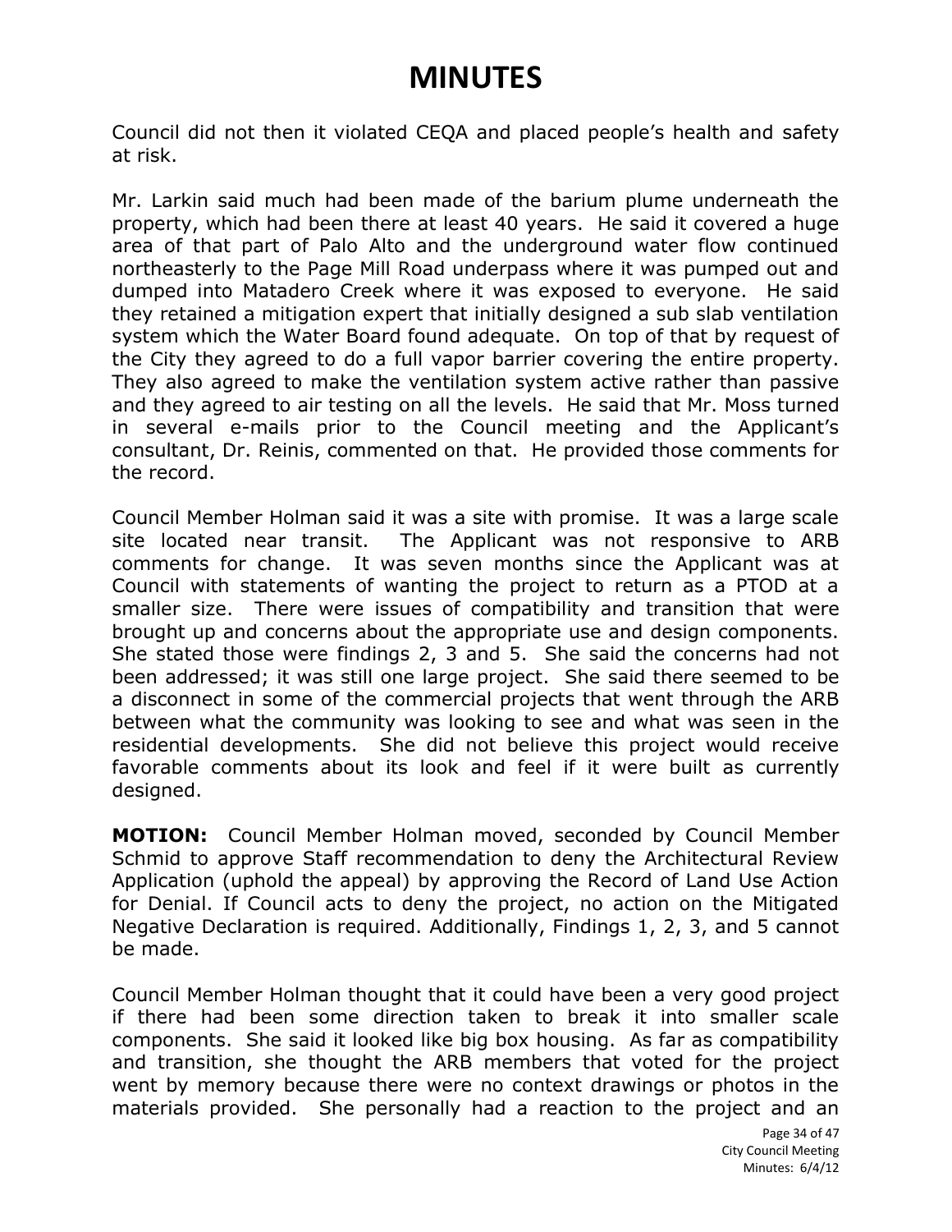Council did not then it violated CEQA and placed people's health and safety at risk.

Mr. Larkin said much had been made of the barium plume underneath the property, which had been there at least 40 years. He said it covered a huge area of that part of Palo Alto and the underground water flow continued northeasterly to the Page Mill Road underpass where it was pumped out and dumped into Matadero Creek where it was exposed to everyone. He said they retained a mitigation expert that initially designed a sub slab ventilation system which the Water Board found adequate. On top of that by request of the City they agreed to do a full vapor barrier covering the entire property. They also agreed to make the ventilation system active rather than passive and they agreed to air testing on all the levels. He said that Mr. Moss turned in several e-mails prior to the Council meeting and the Applicant's consultant, Dr. Reinis, commented on that. He provided those comments for the record.

Council Member Holman said it was a site with promise. It was a large scale site located near transit. The Applicant was not responsive to ARB comments for change. It was seven months since the Applicant was at Council with statements of wanting the project to return as a PTOD at a smaller size. There were issues of compatibility and transition that were brought up and concerns about the appropriate use and design components. She stated those were findings 2, 3 and 5. She said the concerns had not been addressed; it was still one large project. She said there seemed to be a disconnect in some of the commercial projects that went through the ARB between what the community was looking to see and what was seen in the residential developments. She did not believe this project would receive favorable comments about its look and feel if it were built as currently designed.

**MOTION:** Council Member Holman moved, seconded by Council Member Schmid to approve Staff recommendation to deny the Architectural Review Application (uphold the appeal) by approving the Record of Land Use Action for Denial. If Council acts to deny the project, no action on the Mitigated Negative Declaration is required. Additionally, Findings 1, 2, 3, and 5 cannot be made.

Council Member Holman thought that it could have been a very good project if there had been some direction taken to break it into smaller scale components. She said it looked like big box housing. As far as compatibility and transition, she thought the ARB members that voted for the project went by memory because there were no context drawings or photos in the materials provided. She personally had a reaction to the project and an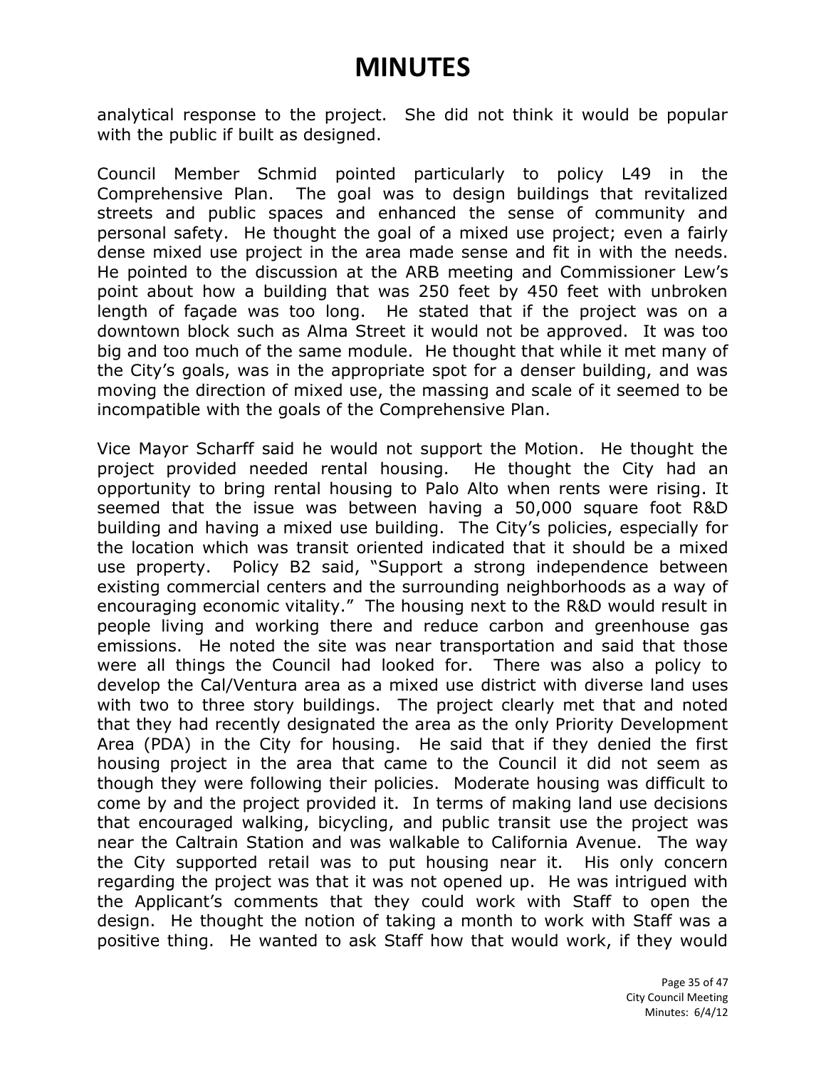analytical response to the project. She did not think it would be popular with the public if built as designed.

Council Member Schmid pointed particularly to policy L49 in the Comprehensive Plan. The goal was to design buildings that revitalized streets and public spaces and enhanced the sense of community and personal safety. He thought the goal of a mixed use project; even a fairly dense mixed use project in the area made sense and fit in with the needs. He pointed to the discussion at the ARB meeting and Commissioner Lew's point about how a building that was 250 feet by 450 feet with unbroken length of façade was too long. He stated that if the project was on a downtown block such as Alma Street it would not be approved. It was too big and too much of the same module. He thought that while it met many of the City's goals, was in the appropriate spot for a denser building, and was moving the direction of mixed use, the massing and scale of it seemed to be incompatible with the goals of the Comprehensive Plan.

Vice Mayor Scharff said he would not support the Motion. He thought the project provided needed rental housing. He thought the City had an opportunity to bring rental housing to Palo Alto when rents were rising. It seemed that the issue was between having a 50,000 square foot R&D building and having a mixed use building. The City's policies, especially for the location which was transit oriented indicated that it should be a mixed use property. Policy B2 said, "Support a strong independence between existing commercial centers and the surrounding neighborhoods as a way of encouraging economic vitality." The housing next to the R&D would result in people living and working there and reduce carbon and greenhouse gas emissions. He noted the site was near transportation and said that those were all things the Council had looked for. There was also a policy to develop the Cal/Ventura area as a mixed use district with diverse land uses with two to three story buildings. The project clearly met that and noted that they had recently designated the area as the only Priority Development Area (PDA) in the City for housing. He said that if they denied the first housing project in the area that came to the Council it did not seem as though they were following their policies. Moderate housing was difficult to come by and the project provided it. In terms of making land use decisions that encouraged walking, bicycling, and public transit use the project was near the Caltrain Station and was walkable to California Avenue. The way the City supported retail was to put housing near it. His only concern regarding the project was that it was not opened up. He was intrigued with the Applicant's comments that they could work with Staff to open the design. He thought the notion of taking a month to work with Staff was a positive thing. He wanted to ask Staff how that would work, if they would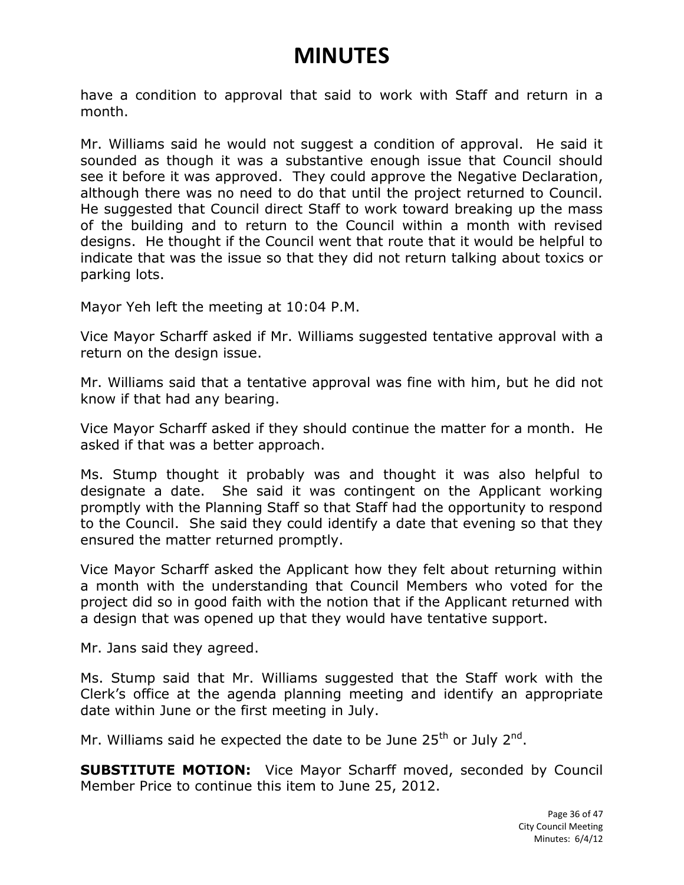have a condition to approval that said to work with Staff and return in a month.

Mr. Williams said he would not suggest a condition of approval. He said it sounded as though it was a substantive enough issue that Council should see it before it was approved. They could approve the Negative Declaration, although there was no need to do that until the project returned to Council. He suggested that Council direct Staff to work toward breaking up the mass of the building and to return to the Council within a month with revised designs. He thought if the Council went that route that it would be helpful to indicate that was the issue so that they did not return talking about toxics or parking lots.

Mayor Yeh left the meeting at 10:04 P.M.

Vice Mayor Scharff asked if Mr. Williams suggested tentative approval with a return on the design issue.

Mr. Williams said that a tentative approval was fine with him, but he did not know if that had any bearing.

Vice Mayor Scharff asked if they should continue the matter for a month. He asked if that was a better approach.

Ms. Stump thought it probably was and thought it was also helpful to designate a date. She said it was contingent on the Applicant working promptly with the Planning Staff so that Staff had the opportunity to respond to the Council. She said they could identify a date that evening so that they ensured the matter returned promptly.

Vice Mayor Scharff asked the Applicant how they felt about returning within a month with the understanding that Council Members who voted for the project did so in good faith with the notion that if the Applicant returned with a design that was opened up that they would have tentative support.

Mr. Jans said they agreed.

Ms. Stump said that Mr. Williams suggested that the Staff work with the Clerk's office at the agenda planning meeting and identify an appropriate date within June or the first meeting in July.

Mr. Williams said he expected the date to be June 25th or July 2nd.

**SUBSTITUTE MOTION:** Vice Mayor Scharff moved, seconded by Council Member Price to continue this item to June 25, 2012.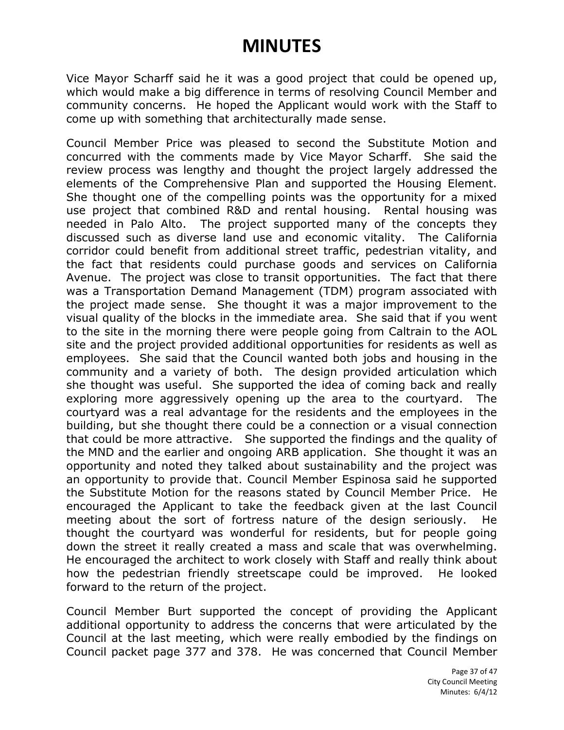# MINUTES

Vice Mayor Scharff said he it was a good project that could be opened up, which would make a big difference in terms of resolving Council Member and community concerns. He hoped the Applicant would work with the Staff to come up with something that architecturally made sense.

Council Member Price was pleased to second the Substitute Motion and concurred with the comments made by Vice Mayor Scharff. She said the review process was lengthy and thought the project largely addressed the elements of the Comprehensive Plan and supported the Housing Element. She thought one of the compelling points was the opportunity for a mixed use project that combined R&D and rental housing. Rental housing was needed in Palo Alto. The project supported many of the concepts they discussed such as diverse land use and economic vitality. The California corridor could benefit from additional street traffic, pedestrian vitality, and the fact that residents could purchase goods and services on California Avenue. The project was close to transit opportunities. The fact that there was a Transportation Demand Management (TDM) program associated with the project made sense. She thought it was a major improvement to the visual quality of the blocks in the immediate area. She said that if you went to the site in the morning there were people going from Caltrain to the AOL site and the project provided additional opportunities for residents as well as employees. She said that the Council wanted both jobs and housing in the community and a variety of both. The design provided articulation which she thought was useful. She supported the idea of coming back and really exploring more aggressively opening up the area to the courtyard. The courtyard was a real advantage for the residents and the employees in the building, but she thought there could be a connection or a visual connection that could be more attractive. She supported the findings and the quality of the MND and the earlier and ongoing ARB application. She thought it was an opportunity and noted they talked about sustainability and the project was an opportunity to provide that. Council Member Espinosa said he supported the Substitute Motion for the reasons stated by Council Member Price. He encouraged the Applicant to take the feedback given at the last Council meeting about the sort of fortress nature of the design seriously. He thought the courtyard was wonderful for residents, but for people going down the street it really created a mass and scale that was overwhelming. He encouraged the architect to work closely with Staff and really think about how the pedestrian friendly streetscape could be improved. He looked forward to the return of the project.

Council Member Burt supported the concept of providing the Applicant additional opportunity to address the concerns that were articulated by the Council at the last meeting, which were really embodied by the findings on Council packet page 377 and 378. He was concerned that Council Member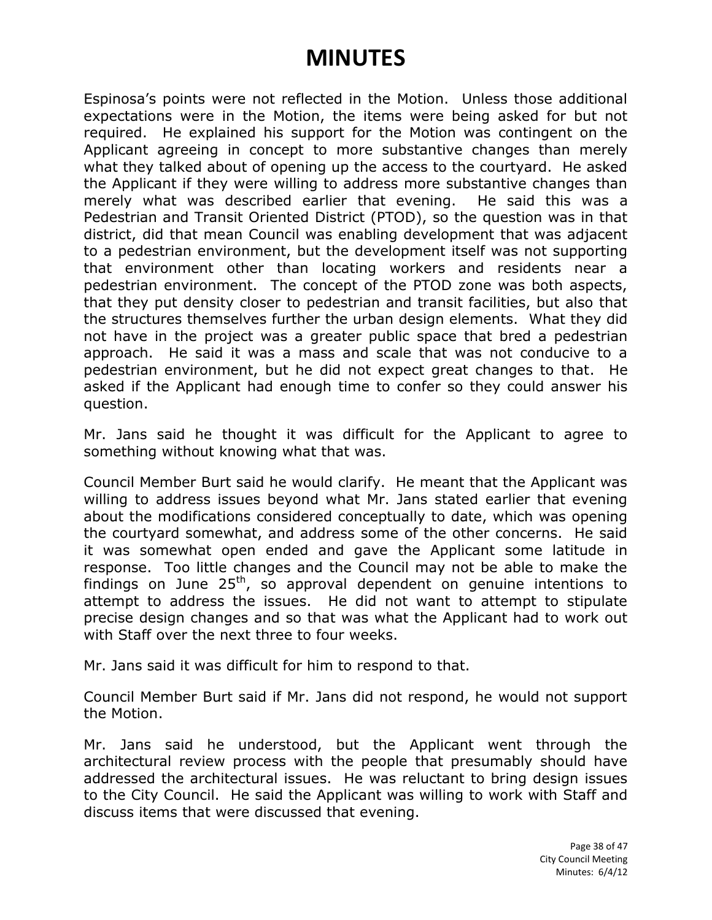# MINUTES

Espinosa's points were not reflected in the Motion. Unless those additional expectations were in the Motion, the items were being asked for but not required. He explained his support for the Motion was contingent on the Applicant agreeing in concept to more substantive changes than merely what they talked about of opening up the access to the courtyard. He asked the Applicant if they were willing to address more substantive changes than merely what was described earlier that evening. He said this was a Pedestrian and Transit Oriented District (PTOD), so the question was in that district, did that mean Council was enabling development that was adjacent to a pedestrian environment, but the development itself was not supporting that environment other than locating workers and residents near a pedestrian environment. The concept of the PTOD zone was both aspects, that they put density closer to pedestrian and transit facilities, but also that the structures themselves further the urban design elements. What they did not have in the project was a greater public space that bred a pedestrian approach. He said it was a mass and scale that was not conducive to a pedestrian environment, but he did not expect great changes to that. He asked if the Applicant had enough time to confer so they could answer his question.

Mr. Jans said he thought it was difficult for the Applicant to agree to something without knowing what that was.

Council Member Burt said he would clarify. He meant that the Applicant was willing to address issues beyond what Mr. Jans stated earlier that evening about the modifications considered conceptually to date, which was opening the courtyard somewhat, and address some of the other concerns. He said it was somewhat open ended and gave the Applicant some latitude in response. Too little changes and the Council may not be able to make the findings on June 25th, so approval dependent on genuine intentions to attempt to address the issues. He did not want to attempt to stipulate precise design changes and so that was what the Applicant had to work out with Staff over the next three to four weeks.

Mr. Jans said it was difficult for him to respond to that.

Council Member Burt said if Mr. Jans did not respond, he would not support the Motion.

Mr. Jans said he understood, but the Applicant went through the architectural review process with the people that presumably should have addressed the architectural issues. He was reluctant to bring design issues to the City Council. He said the Applicant was willing to work with Staff and discuss items that were discussed that evening.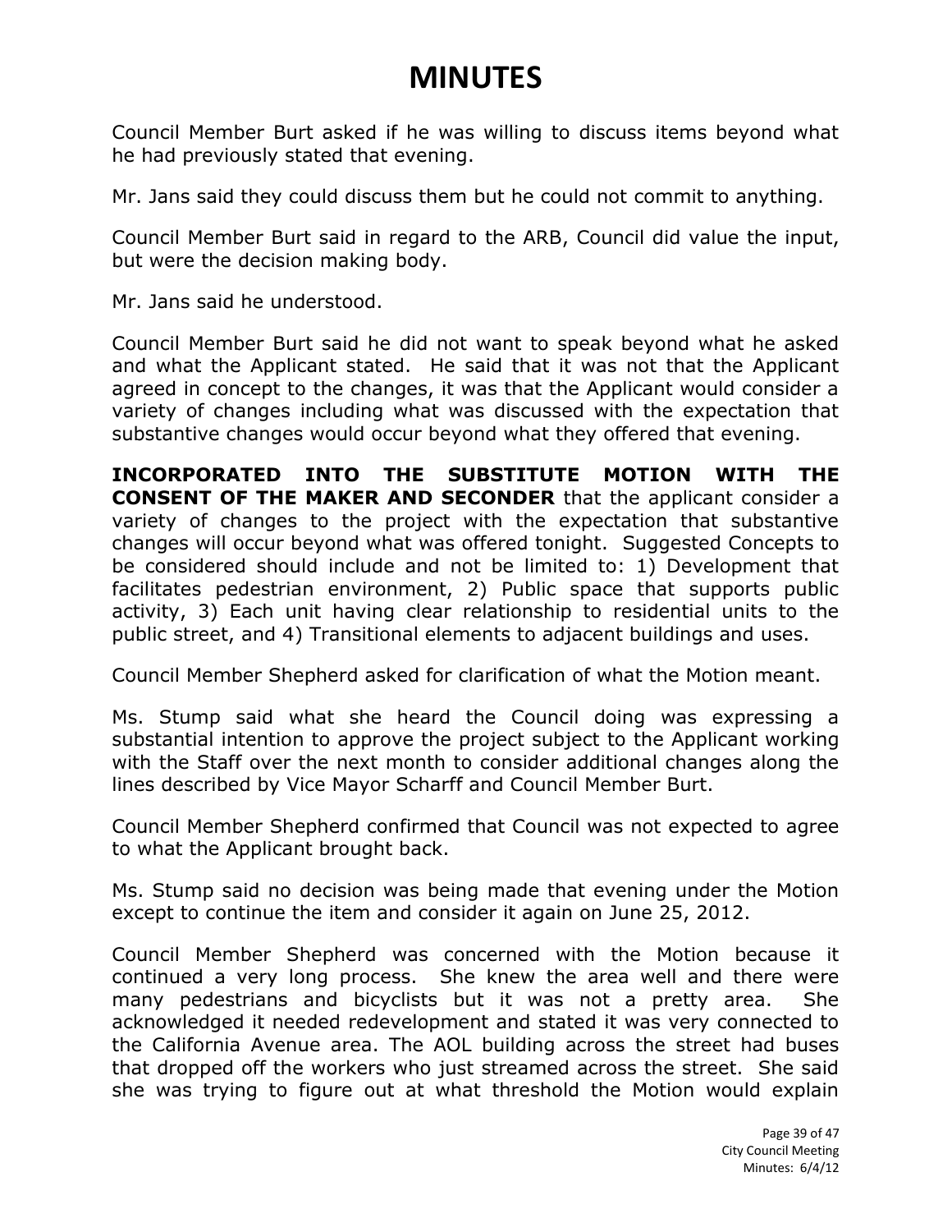# MINUTES

Council Member Burt asked if he was willing to discuss items beyond what he had previously stated that evening.

Mr. Jans said they could discuss them but he could not commit to anything.

Council Member Burt said in regard to the ARB, Council did value the input, but were the decision making body.

Mr. Jans said he understood.

Council Member Burt said he did not want to speak beyond what he asked and what the Applicant stated. He said that it was not that the Applicant agreed in concept to the changes, it was that the Applicant would consider a variety of changes including what was discussed with the expectation that substantive changes would occur beyond what they offered that evening.

**INCORPORATED INTO THE SUBSTITUTE MOTION WITH THE CONSENT OF THE MAKER AND SECONDER** that the applicant consider a variety of changes to the project with the expectation that substantive changes will occur beyond what was offered tonight. Suggested Concepts to be considered should include and not be limited to: 1) Development that facilitates pedestrian environment, 2) Public space that supports public activity, 3) Each unit having clear relationship to residential units to the public street, and 4) Transitional elements to adjacent buildings and uses.

Council Member Shepherd asked for clarification of what the Motion meant.

Ms. Stump said what she heard the Council doing was expressing a substantial intention to approve the project subject to the Applicant working with the Staff over the next month to consider additional changes along the lines described by Vice Mayor Scharff and Council Member Burt.

Council Member Shepherd confirmed that Council was not expected to agree to what the Applicant brought back.

Ms. Stump said no decision was being made that evening under the Motion except to continue the item and consider it again on June 25, 2012.

Council Member Shepherd was concerned with the Motion because it continued a very long process. She knew the area well and there were many pedestrians and bicyclists but it was not a pretty area. She acknowledged it needed redevelopment and stated it was very connected to the California Avenue area. The AOL building across the street had buses that dropped off the workers who just streamed across the street. She said she was trying to figure out at what threshold the Motion would explain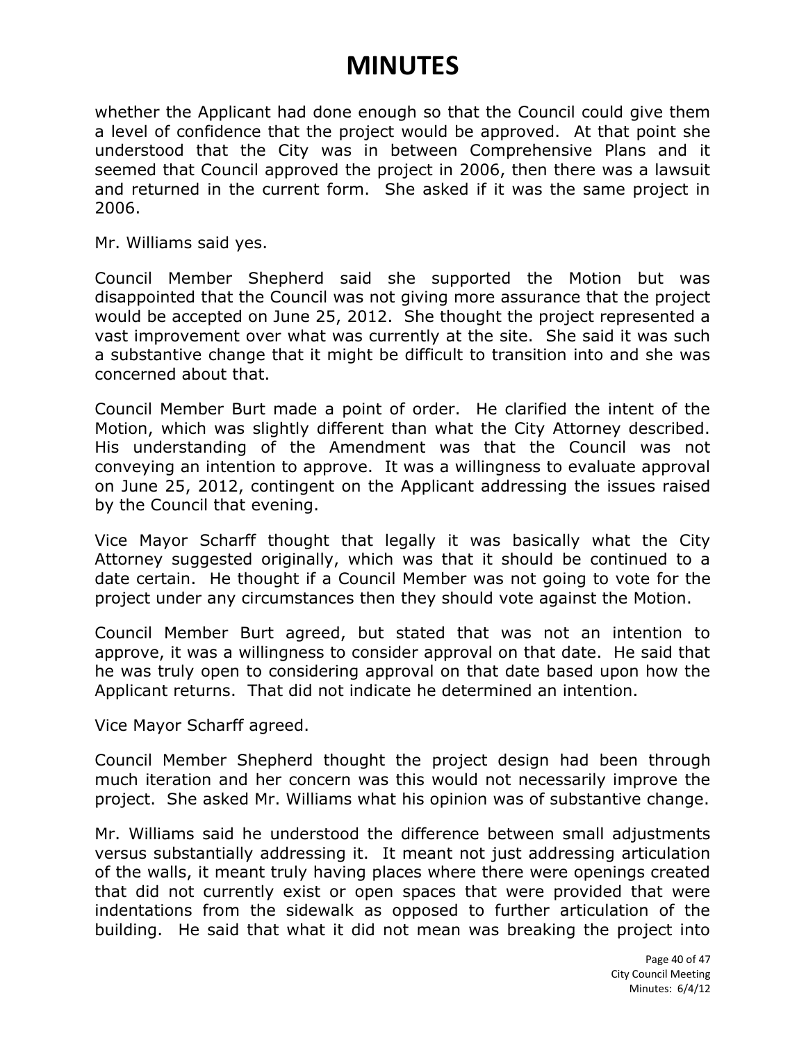# MINUTES

whether the Applicant had done enough so that the Council could give them a level of confidence that the project would be approved. At that point she understood that the City was in between Comprehensive Plans and it seemed that Council approved the project in 2006, then there was a lawsuit and returned in the current form. She asked if it was the same project in 2006.

Mr. Williams said yes.

Council Member Shepherd said she supported the Motion but was disappointed that the Council was not giving more assurance that the project would be accepted on June 25, 2012. She thought the project represented a vast improvement over what was currently at the site. She said it was such a substantive change that it might be difficult to transition into and she was concerned about that.

Council Member Burt made a point of order. He clarified the intent of the Motion, which was slightly different than what the City Attorney described. His understanding of the Amendment was that the Council was not conveying an intention to approve. It was a willingness to evaluate approval on June 25, 2012, contingent on the Applicant addressing the issues raised by the Council that evening.

Vice Mayor Scharff thought that legally it was basically what the City Attorney suggested originally, which was that it should be continued to a date certain. He thought if a Council Member was not going to vote for the project under any circumstances then they should vote against the Motion.

Council Member Burt agreed, but stated that was not an intention to approve, it was a willingness to consider approval on that date. He said that he was truly open to considering approval on that date based upon how the Applicant returns. That did not indicate he determined an intention.

Vice Mayor Scharff agreed.

Council Member Shepherd thought the project design had been through much iteration and her concern was this would not necessarily improve the project. She asked Mr. Williams what his opinion was of substantive change.

Mr. Williams said he understood the difference between small adjustments versus substantially addressing it. It meant not just addressing articulation of the walls, it meant truly having places where there were openings created that did not currently exist or open spaces that were provided that were indentations from the sidewalk as opposed to further articulation of the building. He said that what it did not mean was breaking the project into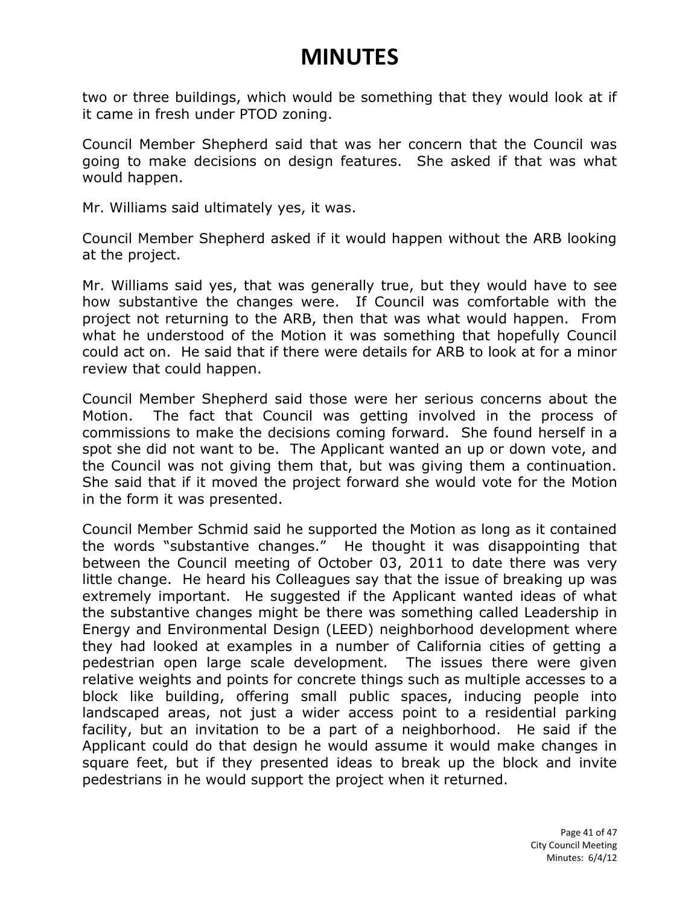# MINUTES

two or three buildings, which would be something that they would look at if it came in fresh under PTOD zoning.

Council Member Shepherd said that was her concern that the Council was going to make decisions on design features. She asked if that was what would happen.

Mr. Williams said ultimately yes, it was.

Council Member Shepherd asked if it would happen without the ARB looking at the project.

Mr. Williams said yes, that was generally true, but they would have to see how substantive the changes were. If Council was comfortable with the project not returning to the ARB, then that was what would happen. From what he understood of the Motion it was something that hopefully Council could act on. He said that if there were details for ARB to look at for a minor review that could happen.

Council Member Shepherd said those were her serious concerns about the Motion. The fact that Council was getting involved in the process of commissions to make the decisions coming forward. She found herself in a spot she did not want to be. The Applicant wanted an up or down vote, and the Council was not giving them that, but was giving them a continuation. She said that if it moved the project forward she would vote for the Motion in the form it was presented.

Council Member Schmid said he supported the Motion as long as it contained the words "substantive changes." He thought it was disappointing that between the Council meeting of October 03, 2011 to date there was very little change. He heard his Colleagues say that the issue of breaking up was extremely important. He suggested if the Applicant wanted ideas of what the substantive changes might be there was something called Leadership in Energy and Environmental Design (LEED) neighborhood development where they had looked at examples in a number of California cities of getting a pedestrian open large scale development. The issues there were given relative weights and points for concrete things such as multiple accesses to a block like building, offering small public spaces, inducing people into landscaped areas, not just a wider access point to a residential parking facility, but an invitation to be a part of a neighborhood. He said if the Applicant could do that design he would assume it would make changes in square feet, but if they presented ideas to break up the block and invite pedestrians in he would support the project when it returned.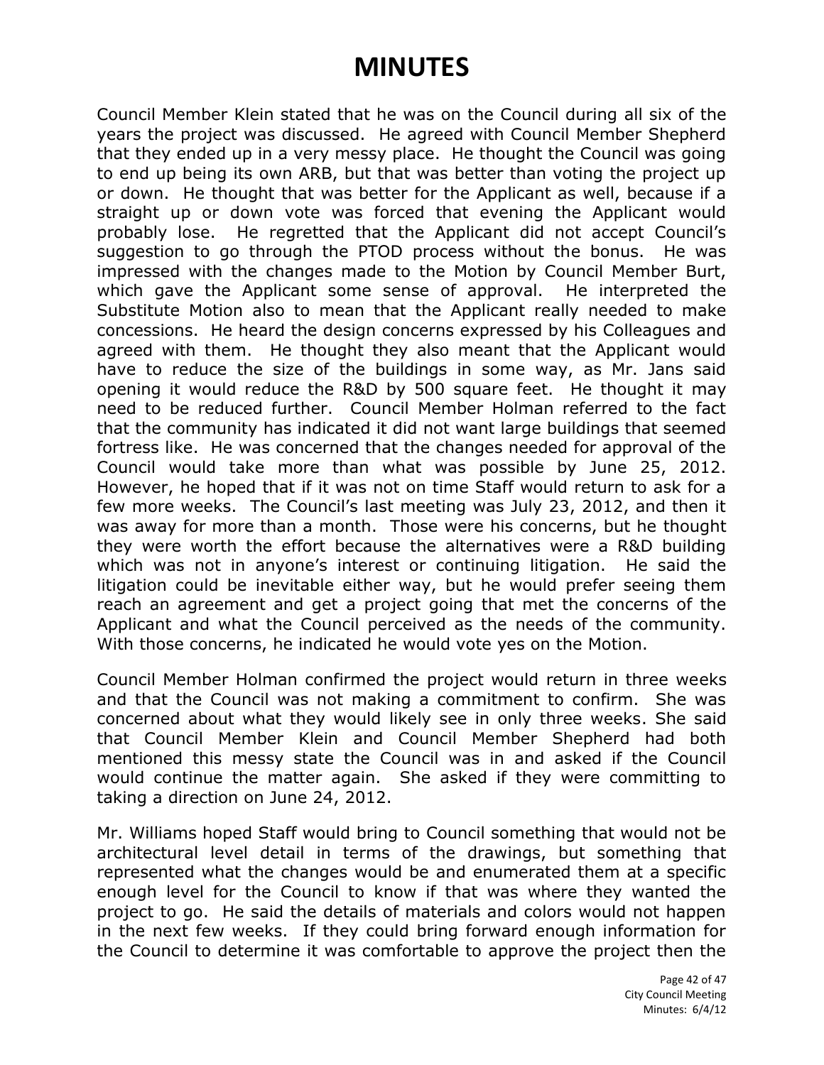# MINUTES

Council Member Klein stated that he was on the Council during all six of the years the project was discussed. He agreed with Council Member Shepherd that they ended up in a very messy place. He thought the Council was going to end up being its own ARB, but that was better than voting the project up or down. He thought that was better for the Applicant as well, because if a straight up or down vote was forced that evening the Applicant would probably lose. He regretted that the Applicant did not accept Council's suggestion to go through the PTOD process without the bonus. He was impressed with the changes made to the Motion by Council Member Burt, which gave the Applicant some sense of approval. He interpreted the Substitute Motion also to mean that the Applicant really needed to make concessions. He heard the design concerns expressed by his Colleagues and agreed with them. He thought they also meant that the Applicant would have to reduce the size of the buildings in some way, as Mr. Jans said opening it would reduce the R&D by 500 square feet. He thought it may need to be reduced further. Council Member Holman referred to the fact that the community has indicated it did not want large buildings that seemed fortress like. He was concerned that the changes needed for approval of the Council would take more than what was possible by June 25, 2012. However, he hoped that if it was not on time Staff would return to ask for a few more weeks. The Council's last meeting was July 23, 2012, and then it was away for more than a month. Those were his concerns, but he thought they were worth the effort because the alternatives were a R&D building which was not in anyone's interest or continuing litigation. He said the litigation could be inevitable either way, but he would prefer seeing them reach an agreement and get a project going that met the concerns of the Applicant and what the Council perceived as the needs of the community. With those concerns, he indicated he would vote yes on the Motion.

Council Member Holman confirmed the project would return in three weeks and that the Council was not making a commitment to confirm. She was concerned about what they would likely see in only three weeks. She said that Council Member Klein and Council Member Shepherd had both mentioned this messy state the Council was in and asked if the Council would continue the matter again. She asked if they were committing to taking a direction on June 24, 2012.

Mr. Williams hoped Staff would bring to Council something that would not be architectural level detail in terms of the drawings, but something that represented what the changes would be and enumerated them at a specific enough level for the Council to know if that was where they wanted the project to go. He said the details of materials and colors would not happen in the next few weeks. If they could bring forward enough information for the Council to determine it was comfortable to approve the project then the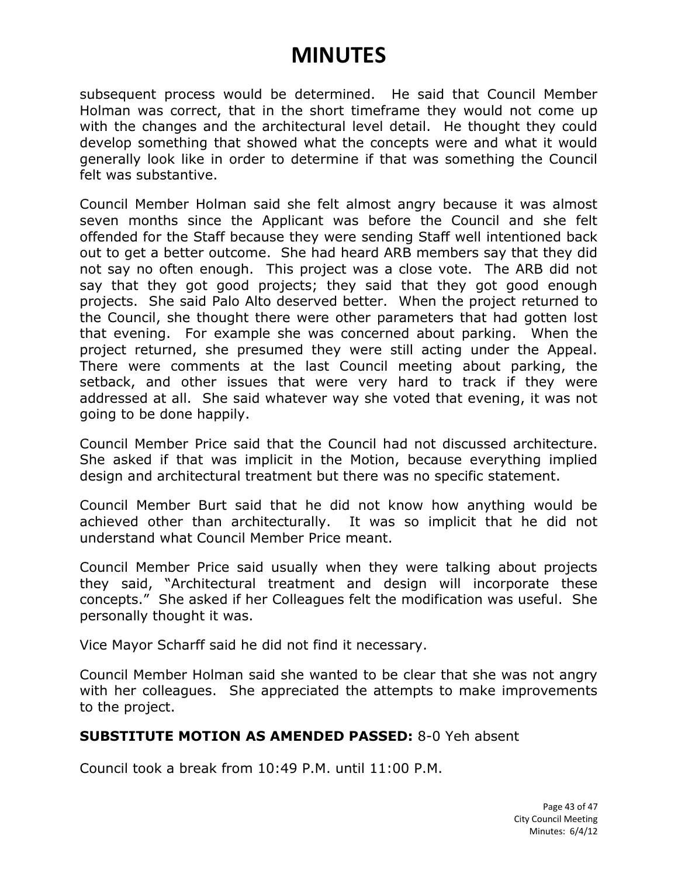# MINUTES

subsequent process would be determined. He said that Council Member Holman was correct, that in the short timeframe they would not come up with the changes and the architectural level detail. He thought they could develop something that showed what the concepts were and what it would generally look like in order to determine if that was something the Council felt was substantive.

Council Member Holman said she felt almost angry because it was almost seven months since the Applicant was before the Council and she felt offended for the Staff because they were sending Staff well intentioned back out to get a better outcome. She had heard ARB members say that they did not say no often enough. This project was a close vote. The ARB did not say that they got good projects; they said that they got good enough projects. She said Palo Alto deserved better. When the project returned to the Council, she thought there were other parameters that had gotten lost that evening. For example she was concerned about parking. When the project returned, she presumed they were still acting under the Appeal. There were comments at the last Council meeting about parking, the setback, and other issues that were very hard to track if they were addressed at all. She said whatever way she voted that evening, it was not going to be done happily.

Council Member Price said that the Council had not discussed architecture. She asked if that was implicit in the Motion, because everything implied design and architectural treatment but there was no specific statement.

Council Member Burt said that he did not know how anything would be achieved other than architecturally. It was so implicit that he did not understand what Council Member Price meant.

Council Member Price said usually when they were talking about projects they said, "Architectural treatment and design will incorporate these concepts." She asked if her Colleagues felt the modification was useful. She personally thought it was.

Vice Mayor Scharff said he did not find it necessary.

Council Member Holman said she wanted to be clear that she was not angry with her colleagues. She appreciated the attempts to make improvements to the project.

**SUBSTITUTE MOTION AS AMENDED PASSED:** 8-0 Yeh absent

Council took a break from 10:49 P.M. until 11:00 P.M.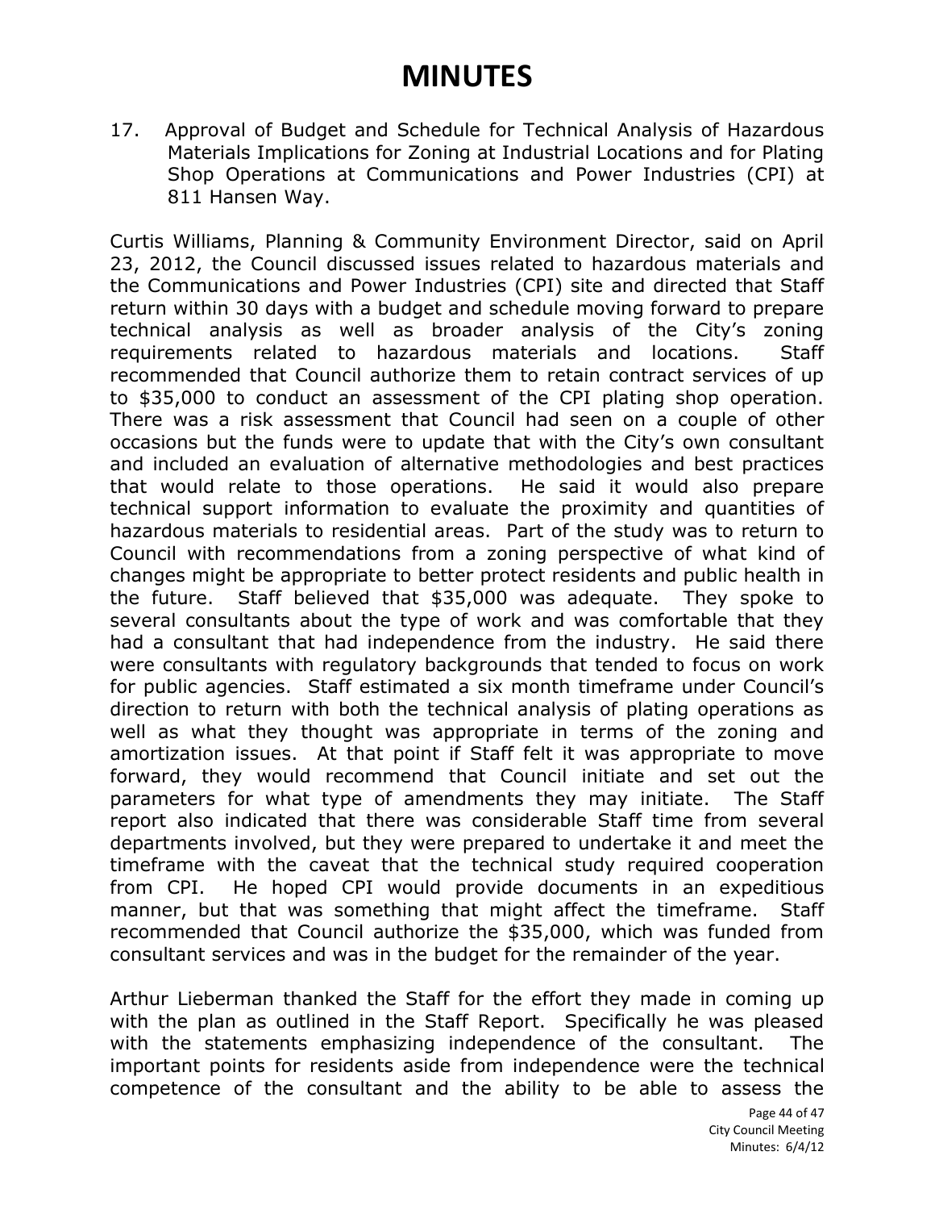# MINUTES

17. Approval of Budget and Schedule for Technical Analysis of Hazardous Materials Implications for Zoning at Industrial Locations and for Plating Shop Operations at Communications and Power Industries (CPI) at 811 Hansen Way.

Curtis Williams, Planning & Community Environment Director, said on April 23, 2012, the Council discussed issues related to hazardous materials and the Communications and Power Industries (CPI) site and directed that Staff return within 30 days with a budget and schedule moving forward to prepare technical analysis as well as broader analysis of the City's zoning requirements related to hazardous materials and locations. Staff recommended that Council authorize them to retain contract services of up to $35,000 to conduct an assessment of the CPI plating shop operation. There was a risk assessment that Council had seen on a couple of other occasions but the funds were to update that with the City's own consultant and included an evaluation of alternative methodologies and best practices that would relate to those operations. He said it would also prepare technical support information to evaluate the proximity and quantities of hazardous materials to residential areas. Part of the study was to return to Council with recommendations from a zoning perspective of what kind of changes might be appropriate to better protect residents and public health in the future. Staff believed that $35,000 was adequate. They spoke to several consultants about the type of work and was comfortable that they had a consultant that had independence from the industry. He said there were consultants with regulatory backgrounds that tended to focus on work for public agencies. Staff estimated a six month timeframe under Council's direction to return with both the technical analysis of plating operations as well as what they thought was appropriate in terms of the zoning and amortization issues. At that point if Staff felt it was appropriate to move forward, they would recommend that Council initiate and set out the parameters for what type of amendments they may initiate. The Staff report also indicated that there was considerable Staff time from several departments involved, but they were prepared to undertake it and meet the timeframe with the caveat that the technical study required cooperation from CPI. He hoped CPI would provide documents in an expeditious manner, but that was something that might affect the timeframe. Staff recommended that Council authorize the $35,000, which was funded from consultant services and was in the budget for the remainder of the year.

Arthur Lieberman thanked the Staff for the effort they made in coming up with the plan as outlined in the Staff Report. Specifically he was pleased with the statements emphasizing independence of the consultant. The important points for residents aside from independence were the technical competence of the consultant and the ability to be able to assess the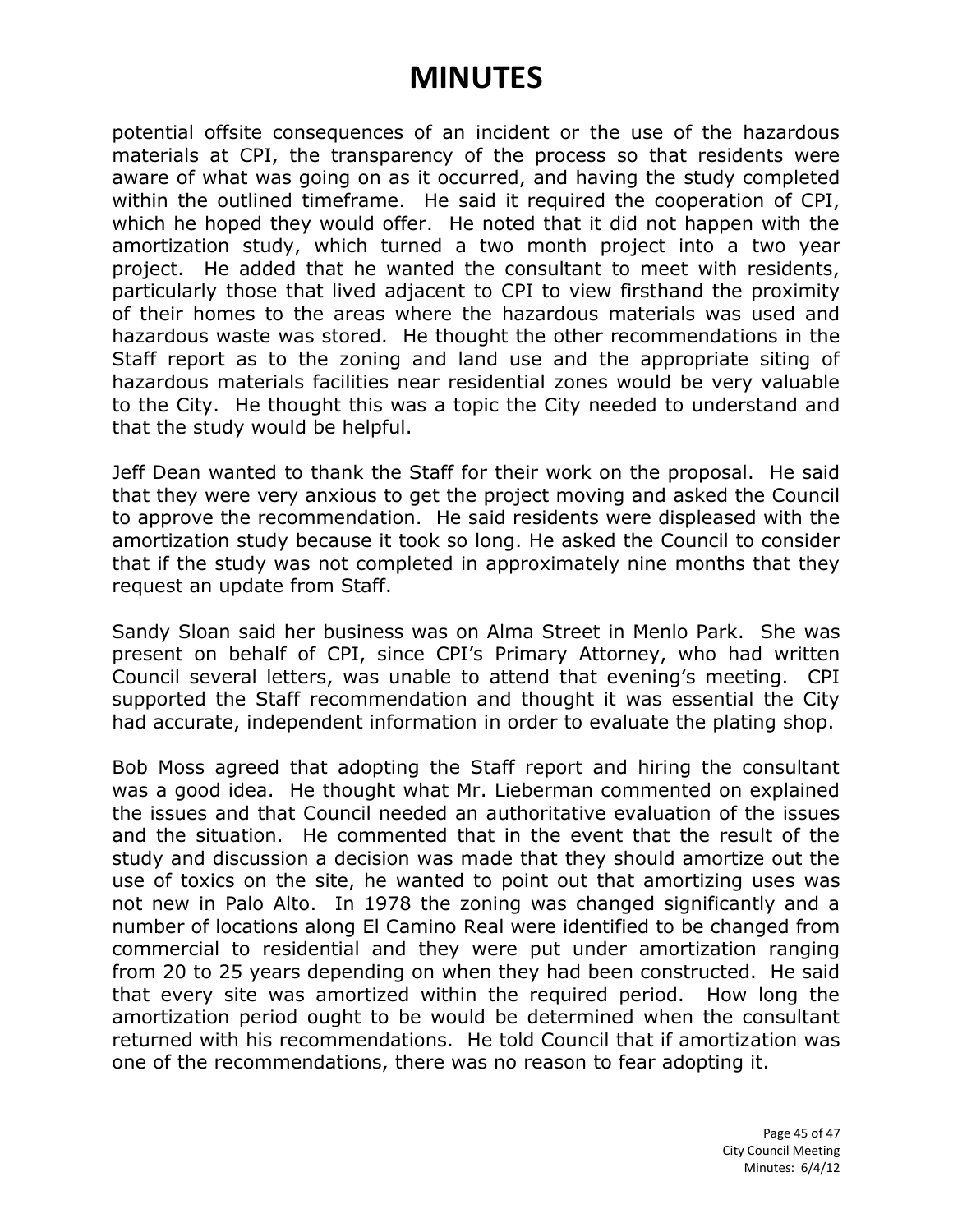# MINUTES

potential offsite consequences of an incident or the use of the hazardous materials at CPI, the transparency of the process so that residents were aware of what was going on as it occurred, and having the study completed within the outlined timeframe. He said it required the cooperation of CPI, which he hoped they would offer. He noted that it did not happen with the amortization study, which turned a two month project into a two year project. He added that he wanted the consultant to meet with residents, particularly those that lived adjacent to CPI to view firsthand the proximity of their homes to the areas where the hazardous materials was used and hazardous waste was stored. He thought the other recommendations in the Staff report as to the zoning and land use and the appropriate siting of hazardous materials facilities near residential zones would be very valuable to the City. He thought this was a topic the City needed to understand and that the study would be helpful.

Jeff Dean wanted to thank the Staff for their work on the proposal. He said that they were very anxious to get the project moving and asked the Council to approve the recommendation. He said residents were displeased with the amortization study because it took so long. He asked the Council to consider that if the study was not completed in approximately nine months that they request an update from Staff.

Sandy Sloan said her business was on Alma Street in Menlo Park. She was present on behalf of CPI, since CPI's Primary Attorney, who had written Council several letters, was unable to attend that evening's meeting. CPI supported the Staff recommendation and thought it was essential the City had accurate, independent information in order to evaluate the plating shop.

Bob Moss agreed that adopting the Staff report and hiring the consultant was a good idea. He thought what Mr. Lieberman commented on explained the issues and that Council needed an authoritative evaluation of the issues and the situation. He commented that in the event that the result of the study and discussion a decision was made that they should amortize out the use of toxics on the site, he wanted to point out that amortizing uses was not new in Palo Alto. In 1978 the zoning was changed significantly and a number of locations along El Camino Real were identified to be changed from commercial to residential and they were put under amortization ranging from 20 to 25 years depending on when they had been constructed. He said that every site was amortized within the required period. How long the amortization period ought to be would be determined when the consultant returned with his recommendations. He told Council that if amortization was one of the recommendations, there was no reason to fear adopting it.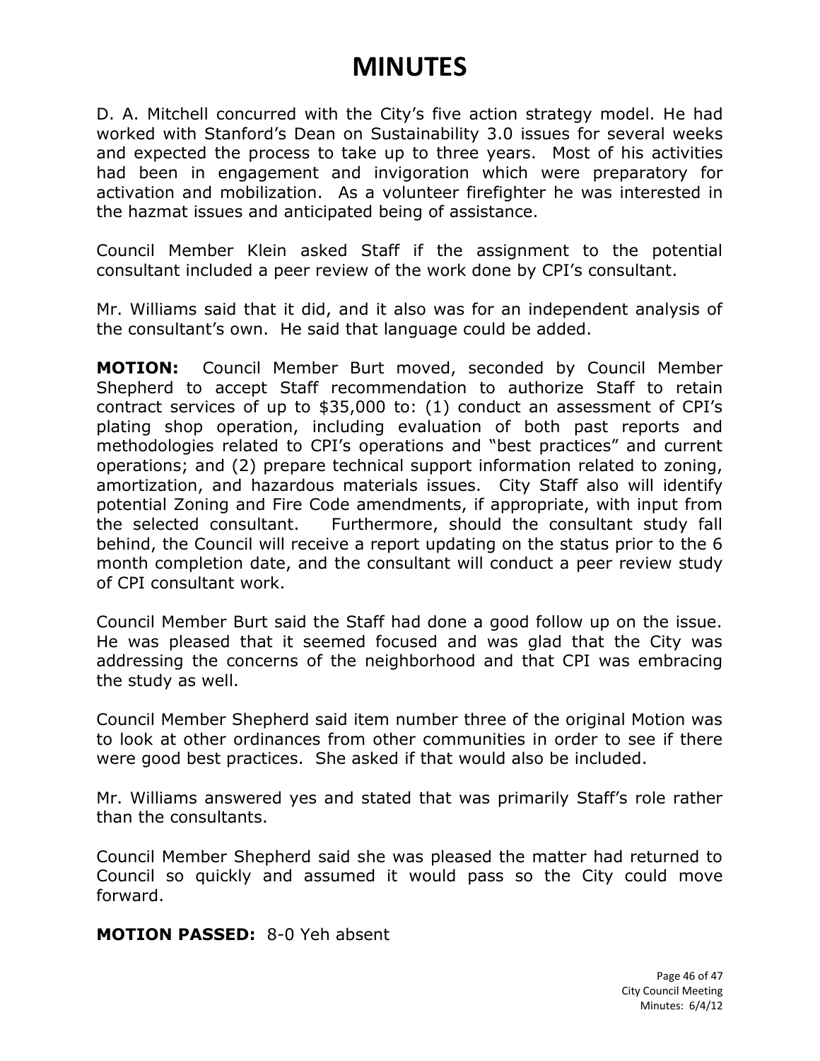# MINUTES

D. A. Mitchell concurred with the City's five action strategy model. He had worked with Stanford's Dean on Sustainability 3.0 issues for several weeks and expected the process to take up to three years. Most of his activities had been in engagement and invigoration which were preparatory for activation and mobilization. As a volunteer firefighter he was interested in the hazmat issues and anticipated being of assistance.

Council Member Klein asked Staff if the assignment to the potential consultant included a peer review of the work done by CPI's consultant.

Mr. Williams said that it did, and it also was for an independent analysis of the consultant's own. He said that language could be added.

**MOTION:** Council Member Burt moved, seconded by Council Member Shepherd to accept Staff recommendation to authorize Staff to retain contract services of up to $35,000 to: (1) conduct an assessment of CPI's plating shop operation, including evaluation of both past reports and methodologies related to CPI's operations and "best practices" and current operations; and (2) prepare technical support information related to zoning, amortization, and hazardous materials issues. City Staff also will identify potential Zoning and Fire Code amendments, if appropriate, with input from the selected consultant. Furthermore, should the consultant study fall behind, the Council will receive a report updating on the status prior to the 6 month completion date, and the consultant will conduct a peer review study of CPI consultant work.

Council Member Burt said the Staff had done a good follow up on the issue. He was pleased that it seemed focused and was glad that the City was addressing the concerns of the neighborhood and that CPI was embracing the study as well.

Council Member Shepherd said item number three of the original Motion was to look at other ordinances from other communities in order to see if there were good best practices. She asked if that would also be included.

Mr. Williams answered yes and stated that was primarily Staff's role rather than the consultants.

Council Member Shepherd said she was pleased the matter had returned to Council so quickly and assumed it would pass so the City could move forward.

**MOTION PASSED:** 8-0 Yeh absent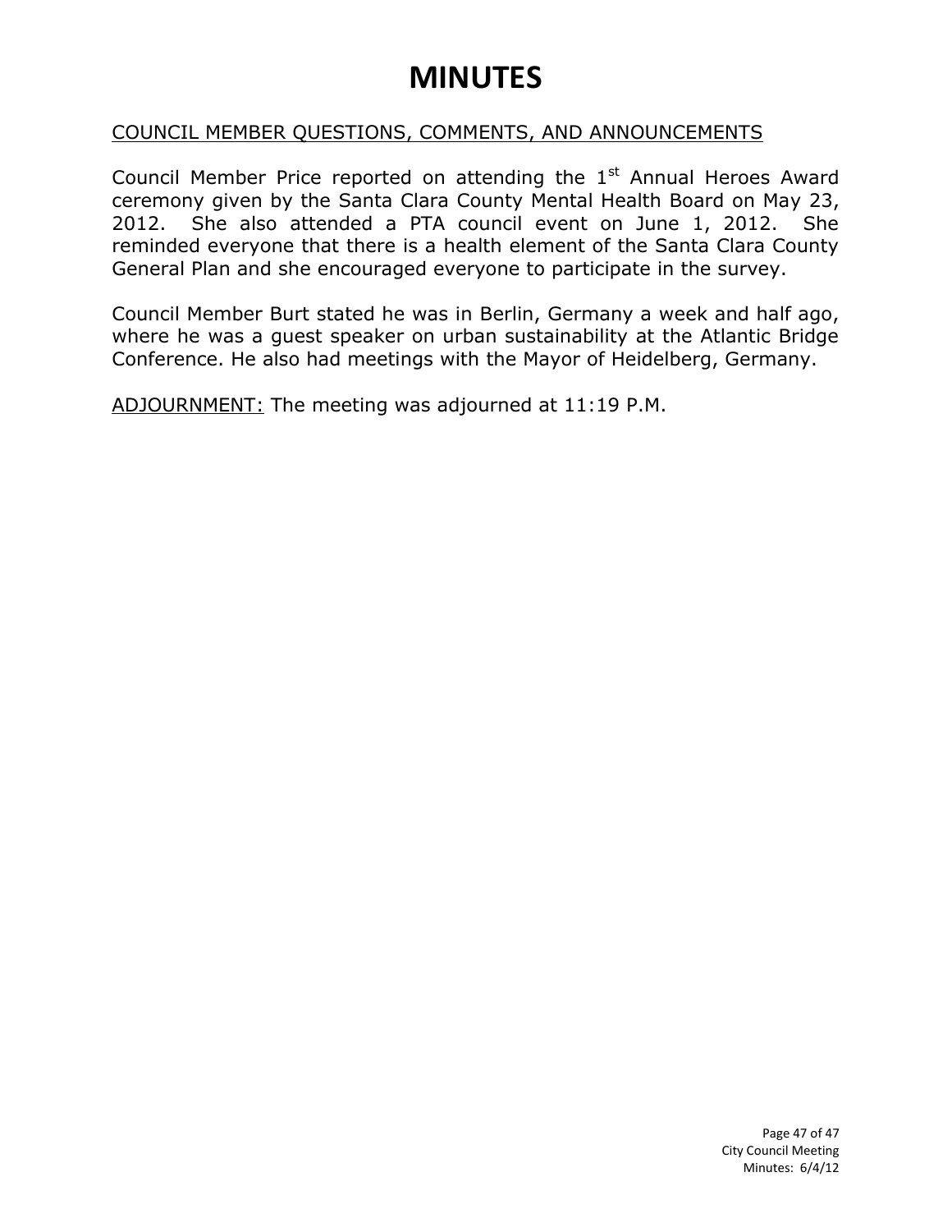# MINUTES

COUNCIL MEMBER QUESTIONS, COMMENTS, AND ANNOUNCEMENTS

Council Member Price reported on attending the 1st Annual Heroes Award ceremony given by the Santa Clara County Mental Health Board on May 23, 2012. She also attended a PTA council event on June 1, 2012. She reminded everyone that there is a health element of the Santa Clara County General Plan and she encouraged everyone to participate in the survey.

Council Member Burt stated he was in Berlin, Germany a week and half ago, where he was a guest speaker on urban sustainability at the Atlantic Bridge Conference. He also had meetings with the Mayor of Heidelberg, Germany.

ADJOURNMENT: The meeting was adjourned at 11:19 P.M.